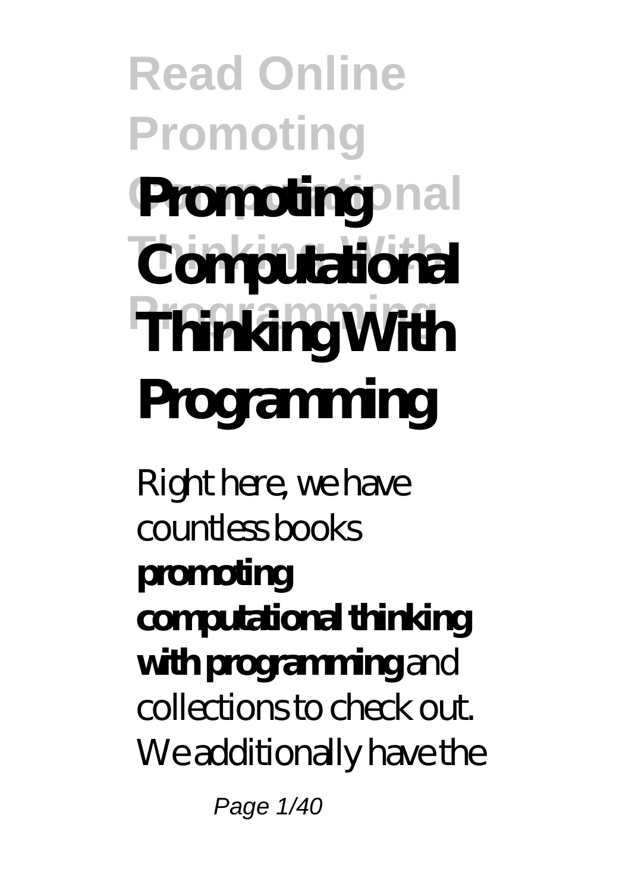# Promoting Computational Thinking With Programming

Right here, we have countless books **promoting computational thinking with programming** and collections to check out. We additionally have the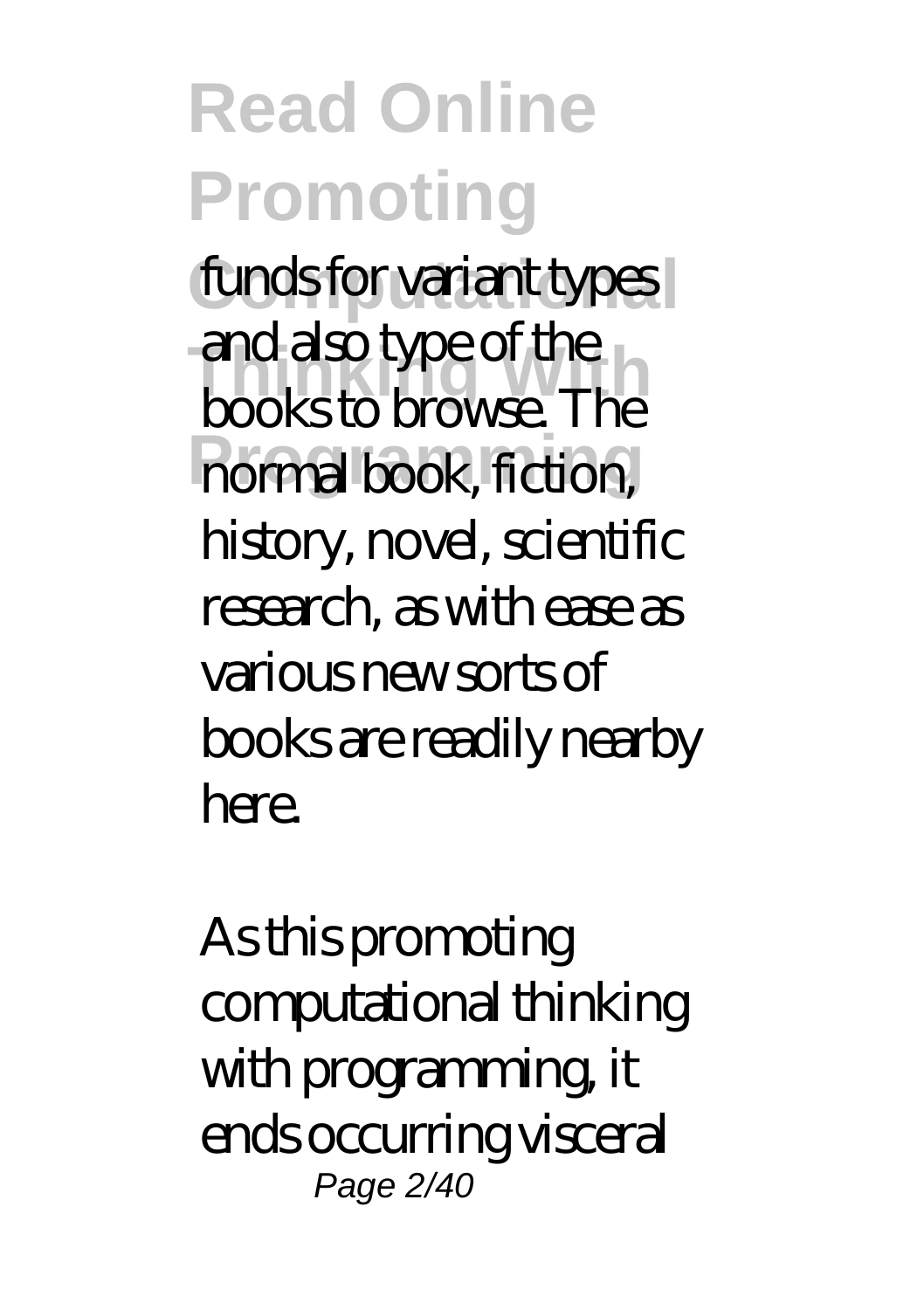funds for variant types and also type of the books to browse. The normal book, fiction, history, novel, scientific research, as with ease as various new sorts of books are readily nearby here.

As this promoting computational thinking with programming, it ends occurring visceral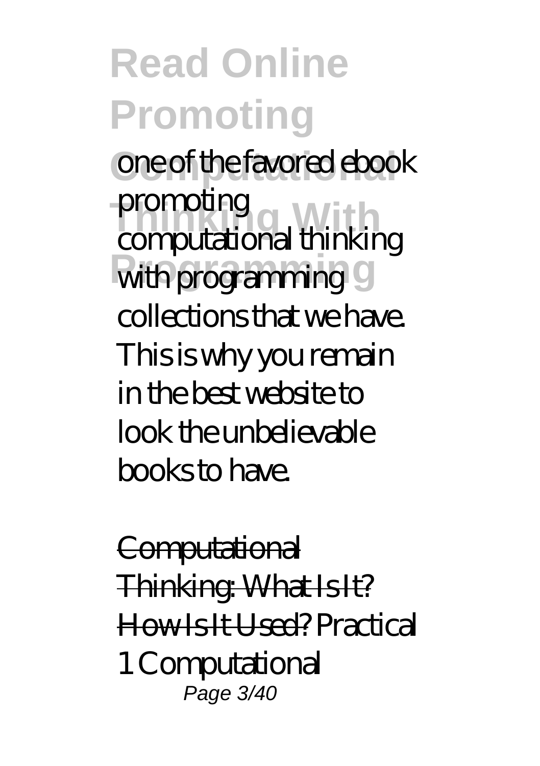one of the favored ebook promoting computational thinking with programming collections that we have. This is why you remain in the best website to look the unbelievable books to have.

~~Computational Thinking: What Is It? How Is It Used?~~ Practical 1 Computational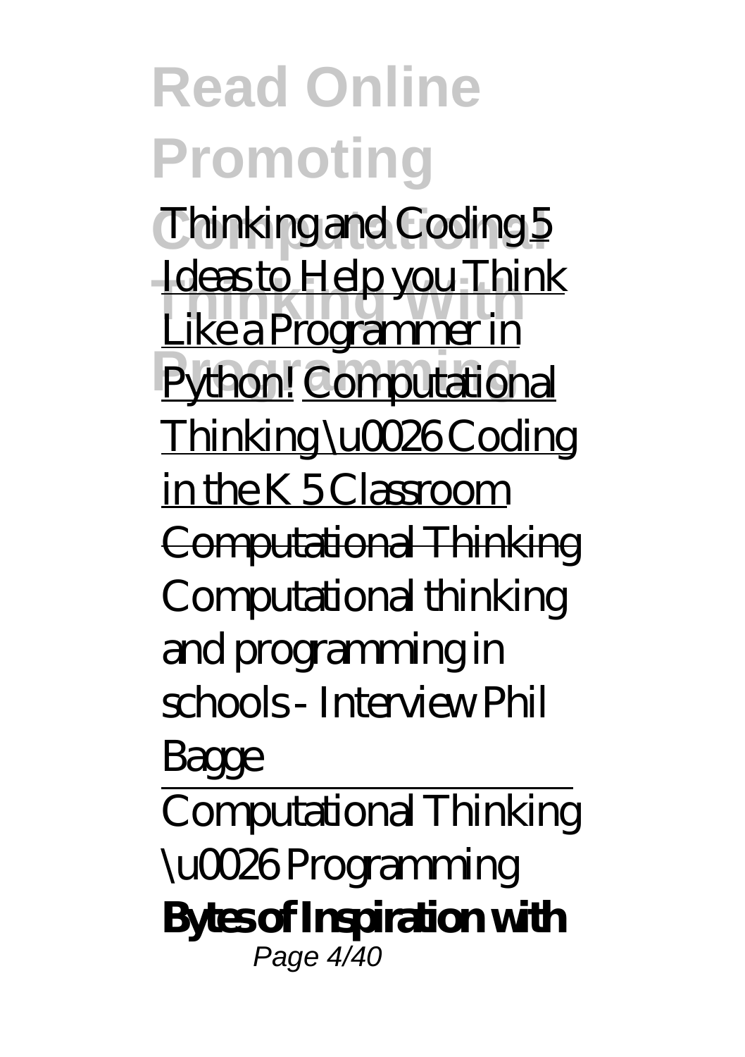*Thinking and Coding* 5 Ideas to Help you Think Like a Programmer in Python! Computational Thinking \u0026 Coding in the K 5 Classroom ~~Computational Thinking~~ *Computational thinking and programming in schools - Interview Phil Bagge*

Computational Thinking \u0026 Programming

**Bytes of Inspiration with**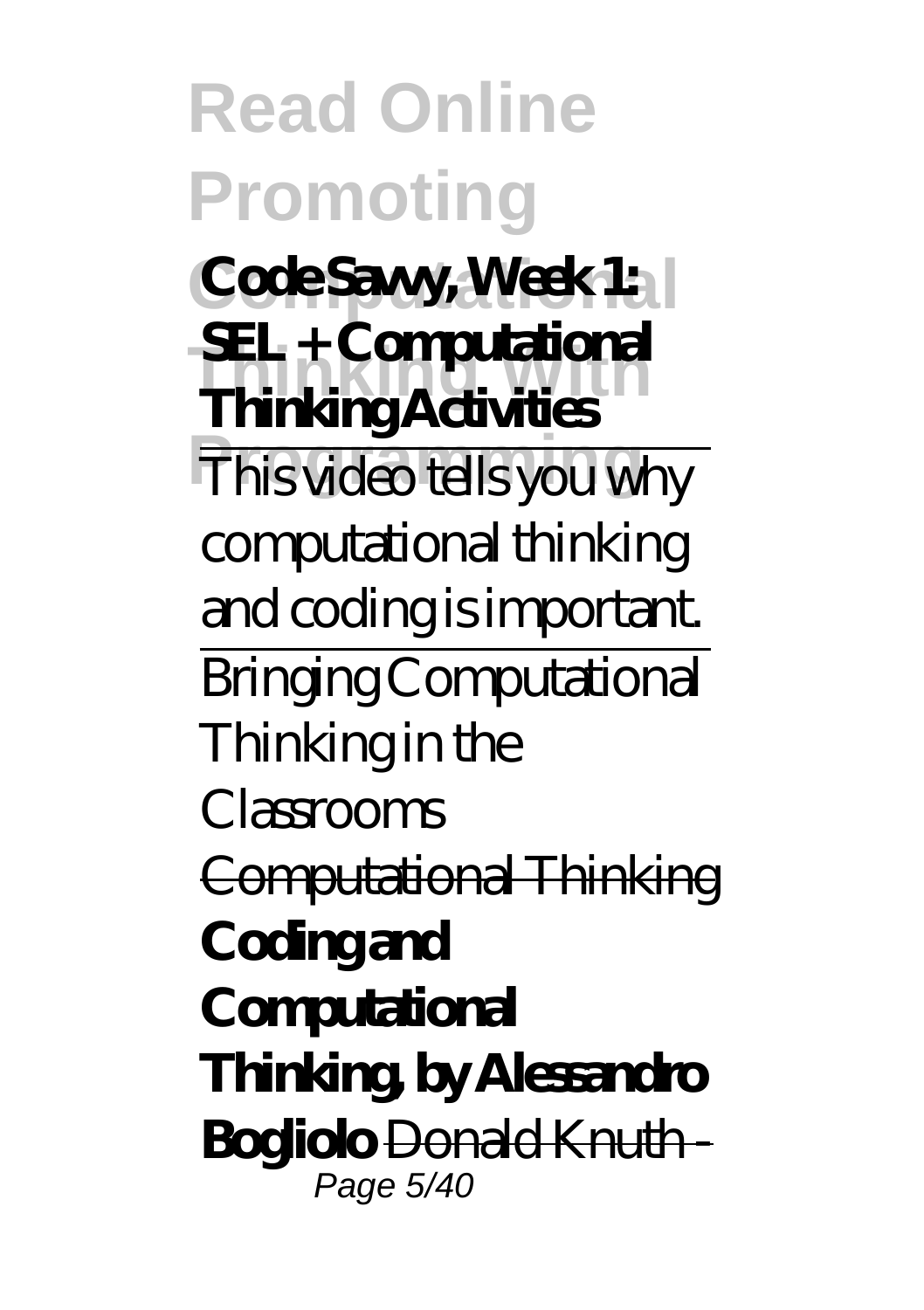**Code Savvy, Week 1: SEL + Computational Thinking Activities**

This video tells you why computational thinking and coding is important.

Bringing Computational Thinking in the Classrooms

~~Computational Thinking~~

**Coding and Computational Thinking, by Alessandro Bogliolo** Donald Knuth -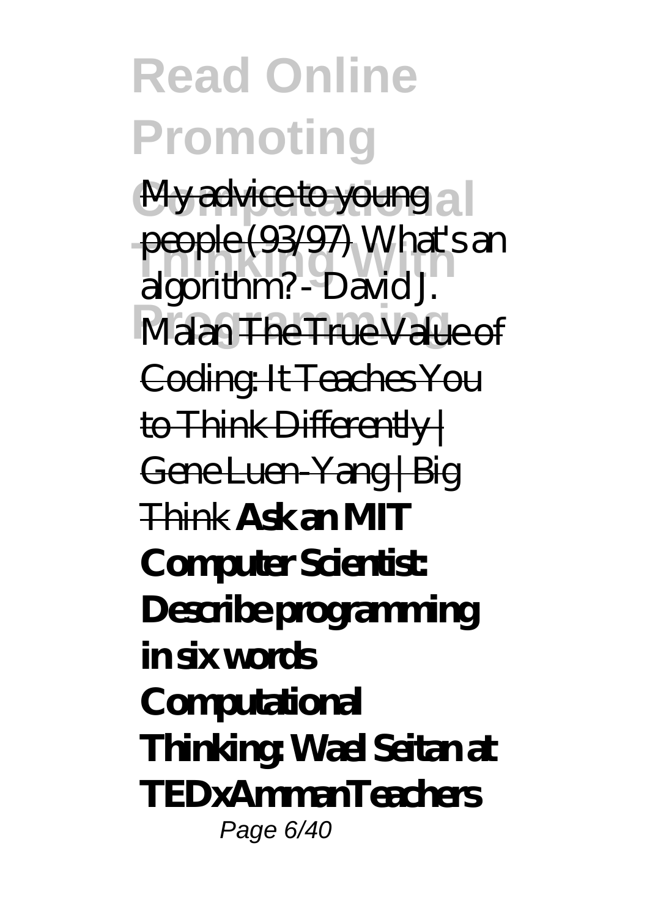My advice to young people (93/97) *What's an algorithm? - David J. Malan* The True Value of Coding: It Teaches You to Think Differently | Gene Luen-Yang | Big Think **Ask an MIT Computer Scientist: Describe programming in six words Computational Thinking: Wael Seitan at TEDxAmmanTeachers**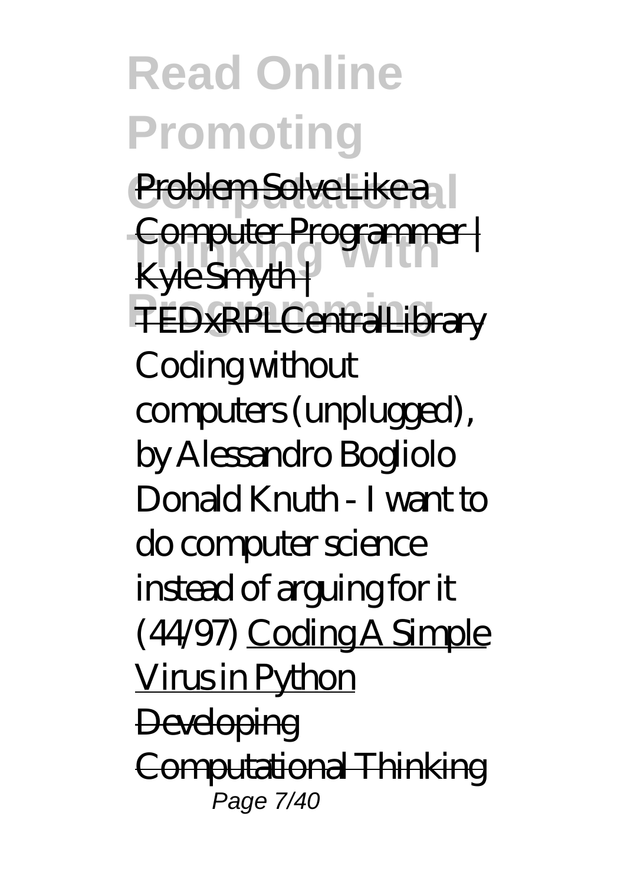Problem Solve Like a Computer Programmer | Kyle Smyth | TEDxRPLCentralLibrary

*Coding without computers (unplugged), by Alessandro Bogliolo*

*Donald Knuth - I want to do computer science instead of arguing for it (44/97)*

Coding A Simple Virus in Python

Developing Computational Thinking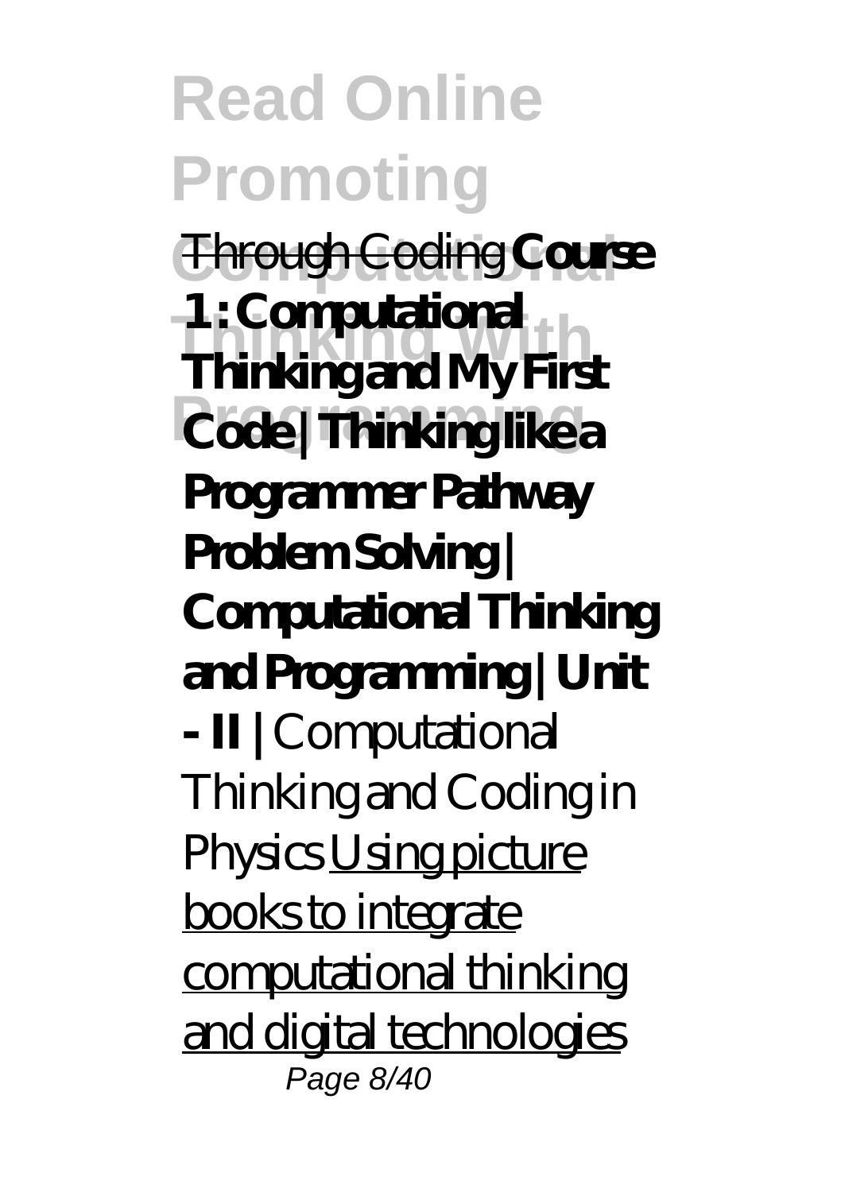Through Coding **Course 1 : Computational Thinking and My First Code | Thinking like a Programmer Pathway Problem Solving | Computational Thinking and Programming | Unit - II |** Computational Thinking and Coding in Physics Using picture books to integrate computational thinking and digital technologies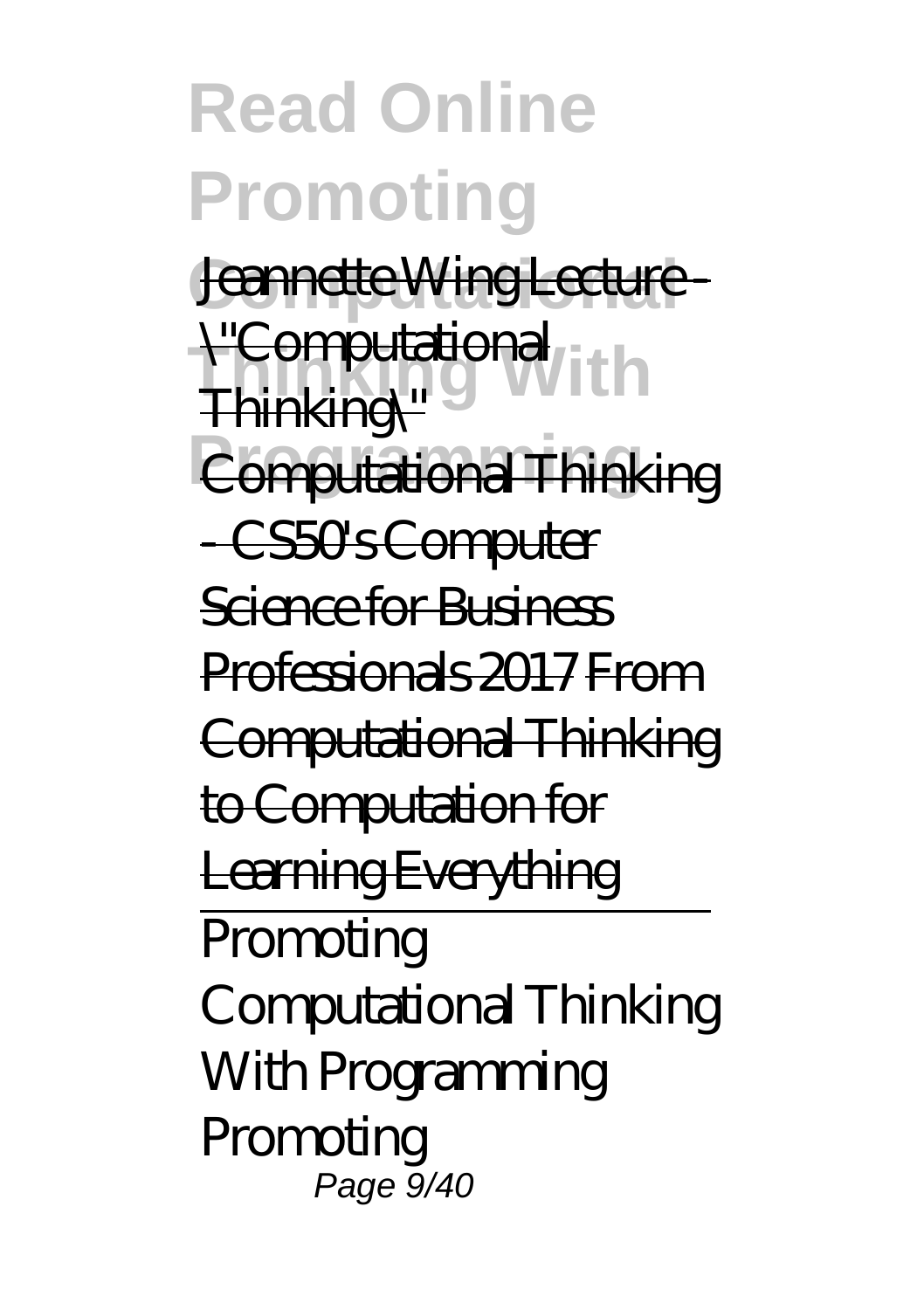Jeannette Wing Lecture - \"Computational Thinking\"

Computational Thinking - CS50's Computer Science for Business Professionals 2017 From Computational Thinking to Computation for Learning Everything

Promoting Computational Thinking With Programming

Promoting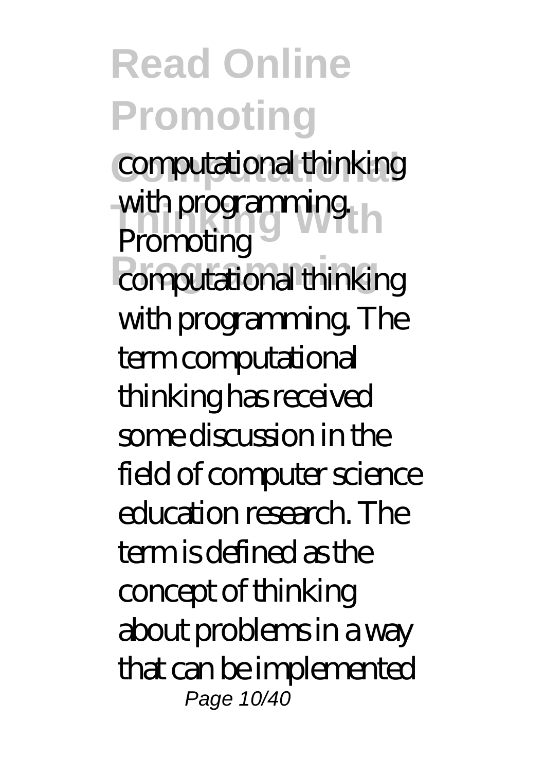computational thinking with programming. Promoting computational thinking with programming. The term computational thinking has received some discussion in the field of computer science education research. The term is defined as the concept of thinking about problems in a way that can be implemented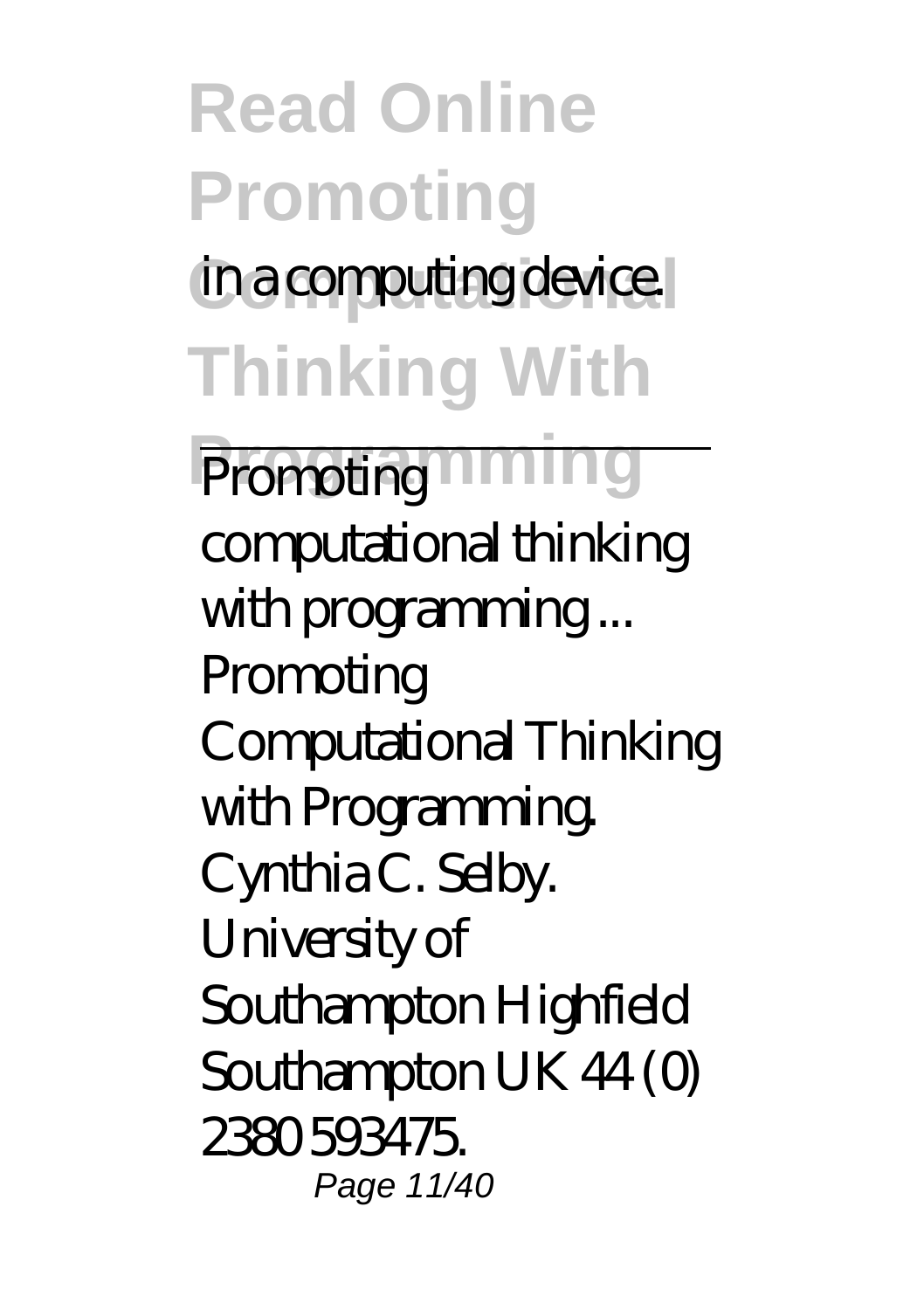in a computing device.

---

Promoting computational thinking with programming ...
Promoting Computational Thinking with Programming. Cynthia C. Selby. University of Southampton Highfield Southampton UK 44 (0) 2380 593475.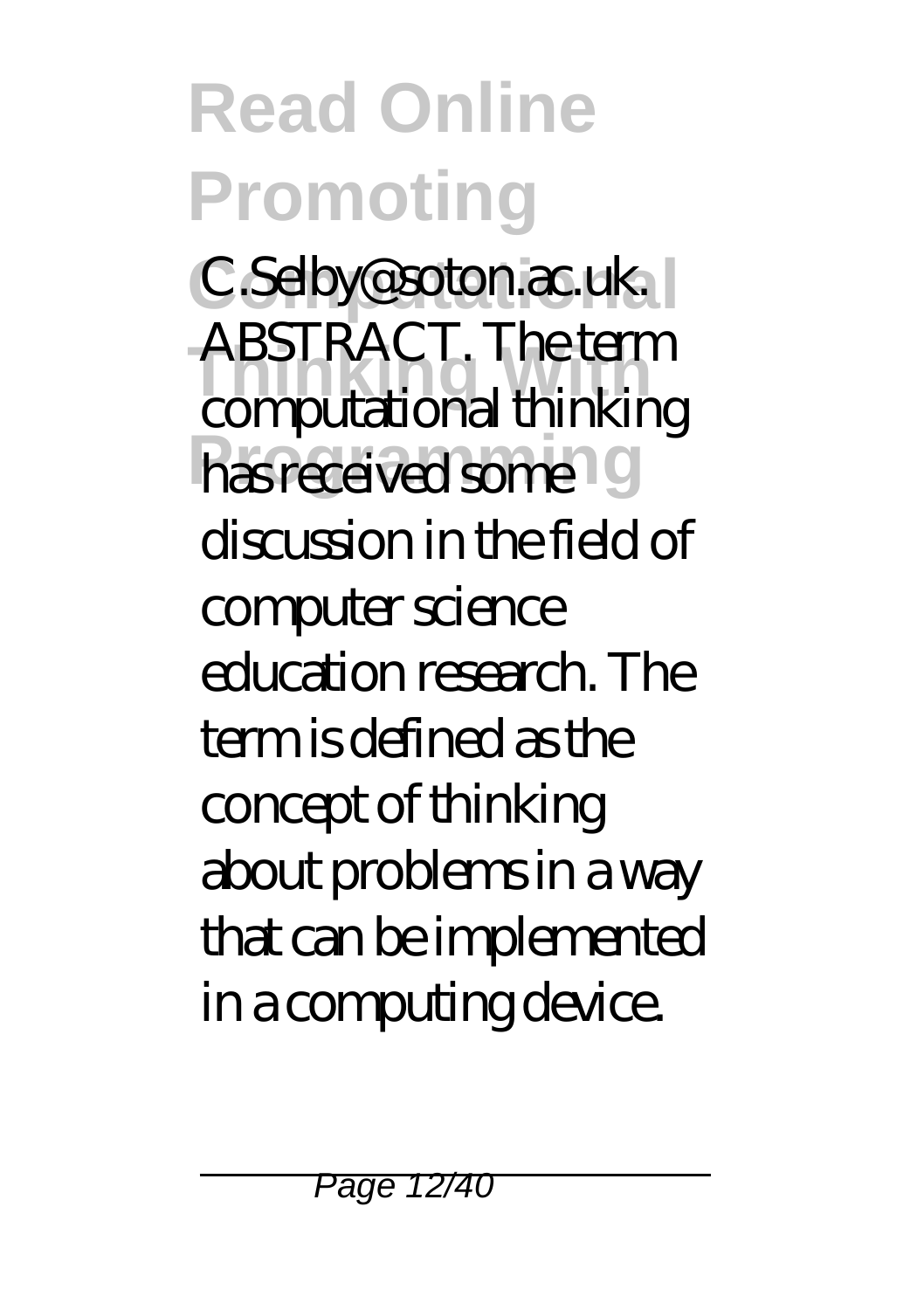C.Selby@soton.ac.uk. ABSTRACT. The term computational thinking has received some discussion in the field of computer science education research. The term is defined as the concept of thinking about problems in a way that can be implemented in a computing device.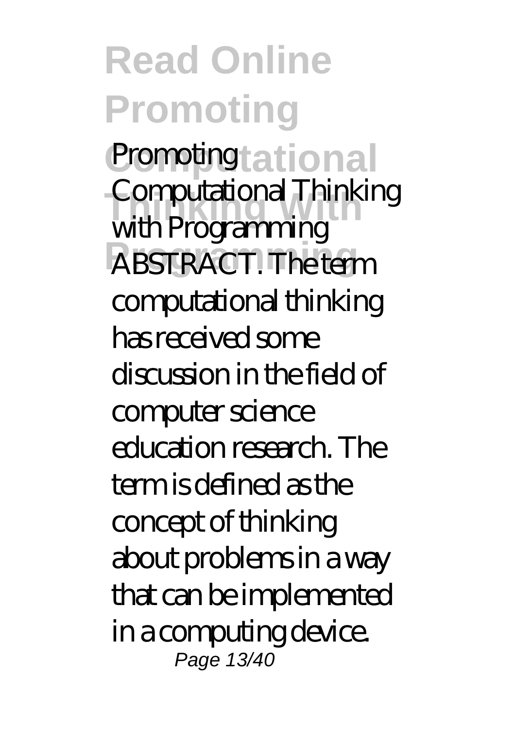Promoting Computational Thinking with Programming ABSTRACT. The term computational thinking has received some discussion in the field of computer science education research. The term is defined as the concept of thinking about problems in a way that can be implemented in a computing device.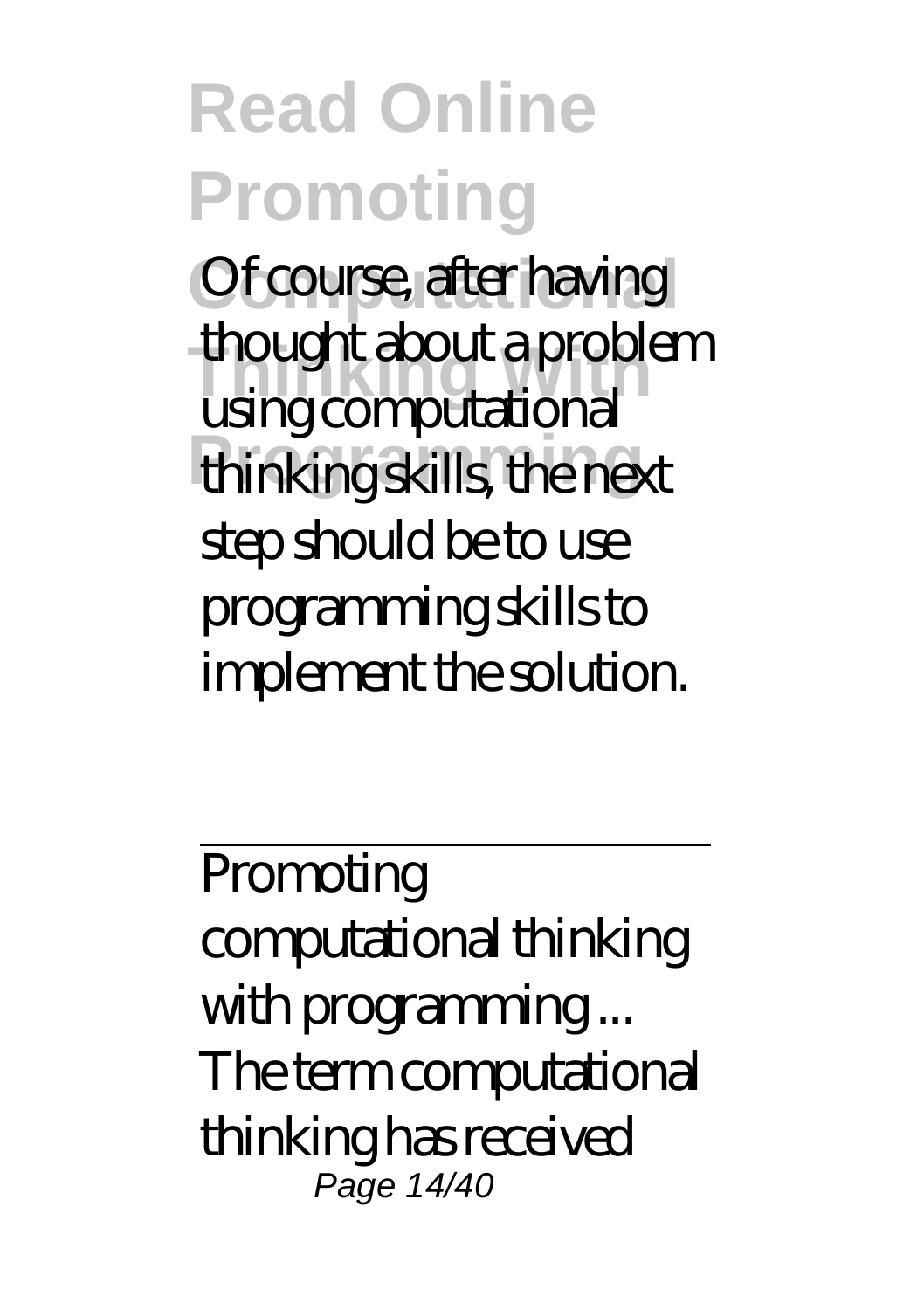Of course, after having thought about a problem using computational thinking skills, the next step should be to use programming skills to implement the solution.

---

Promoting computational thinking with programming ...
The term computational thinking has received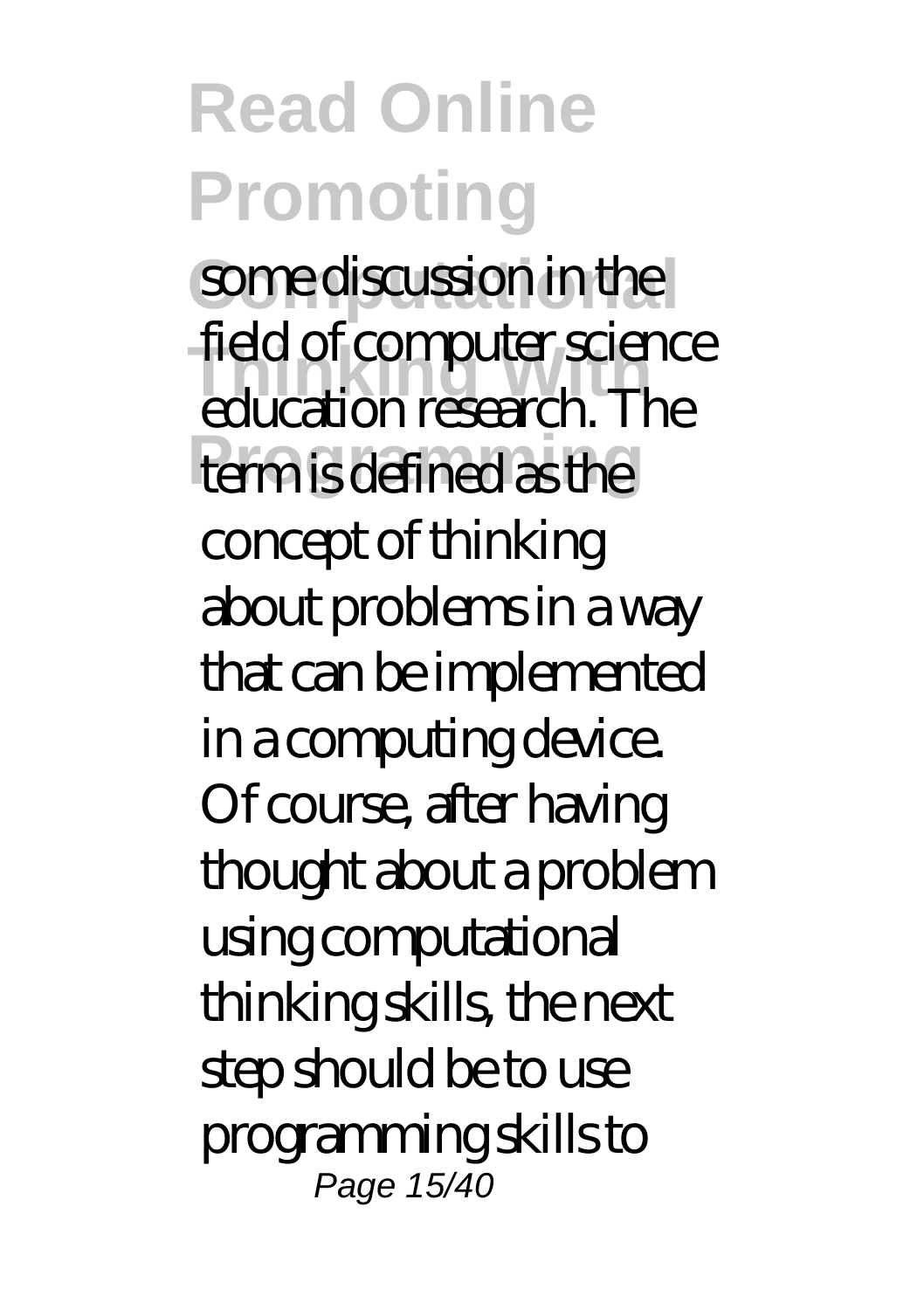some discussion in the field of computer science education research. The term is defined as the concept of thinking about problems in a way that can be implemented in a computing device. Of course, after having thought about a problem using computational thinking skills, the next step should be to use programming skills to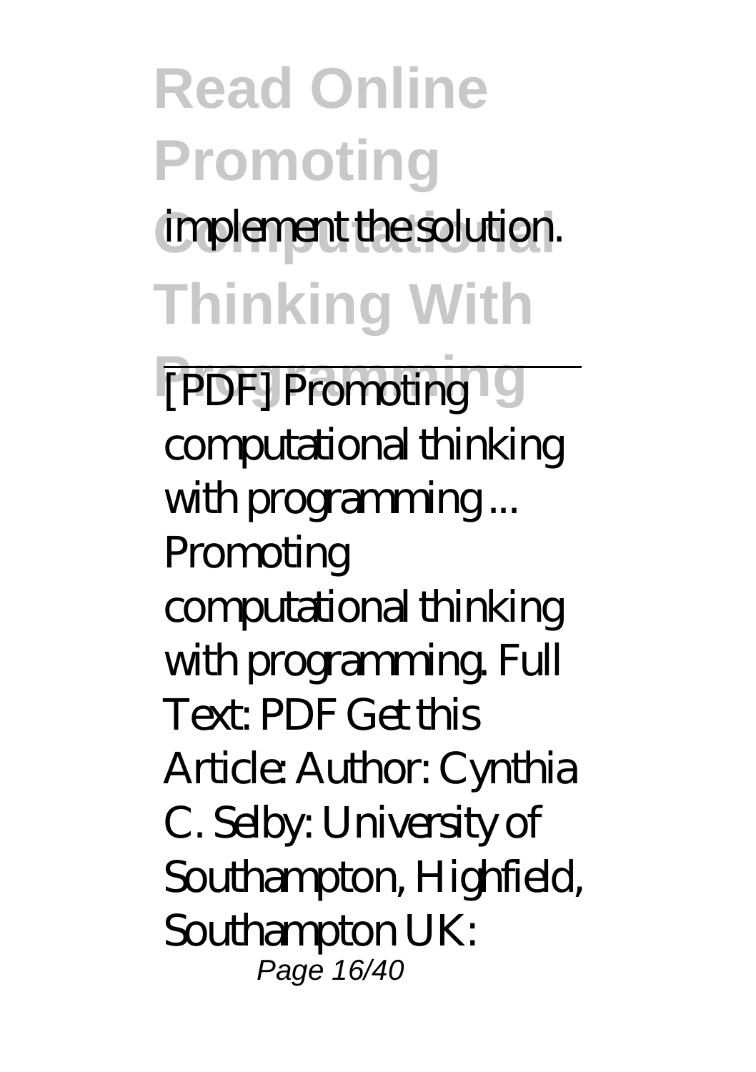implement the solution.

[PDF] Promoting computational thinking with programming ...

Promoting computational thinking with programming. Full Text: PDF Get this Article: Author: Cynthia C. Selby: University of Southampton, Highfield, Southampton UK: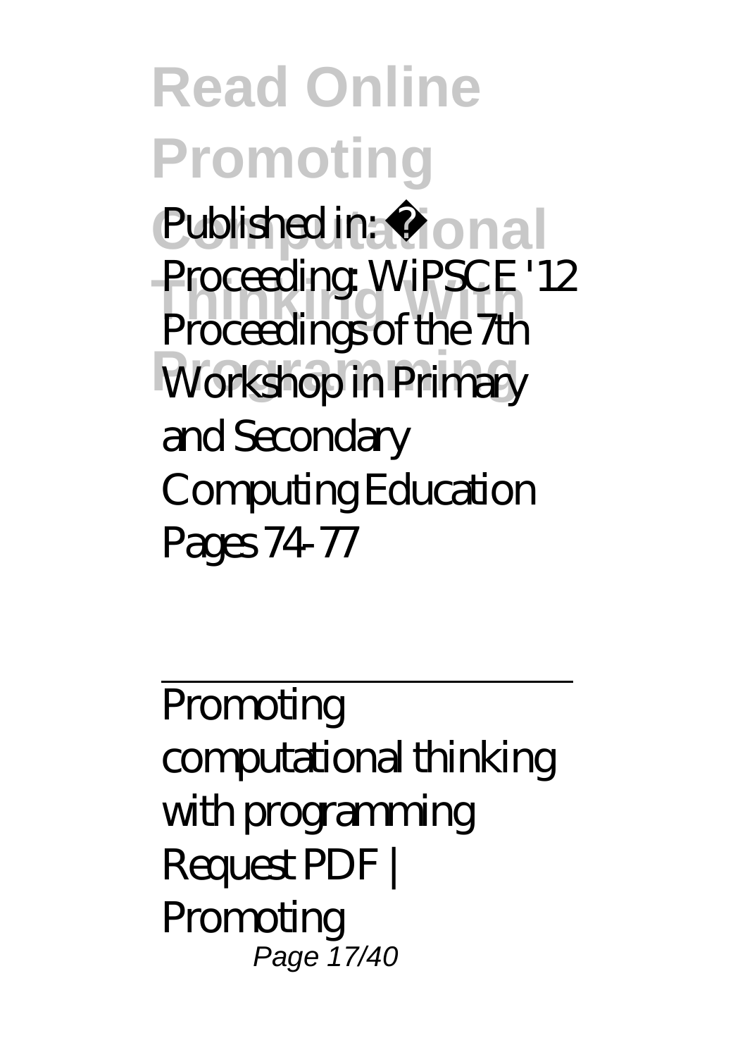Published in: · Proceeding: WiPSCE '12 Proceedings of the 7th Workshop in Primary and Secondary Computing Education Pages 74-77

---

Promoting computational thinking with programming Request PDF | Promoting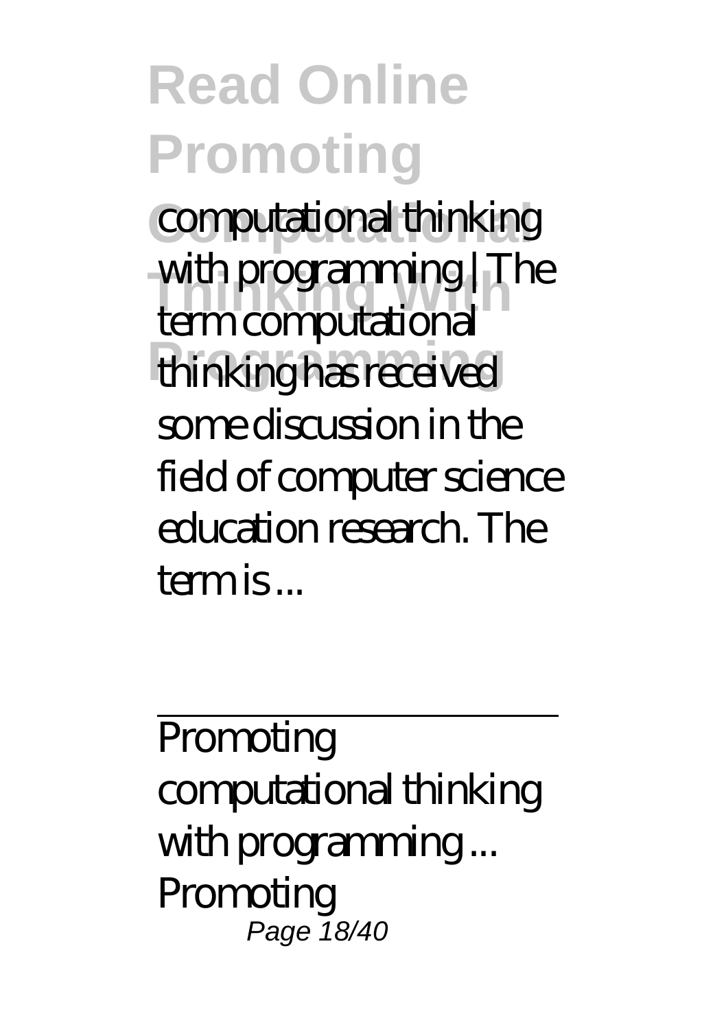computational thinking with programming | The term computational thinking has received some discussion in the field of computer science education research. The term is ...

---

Promoting computational thinking with programming ...
Promoting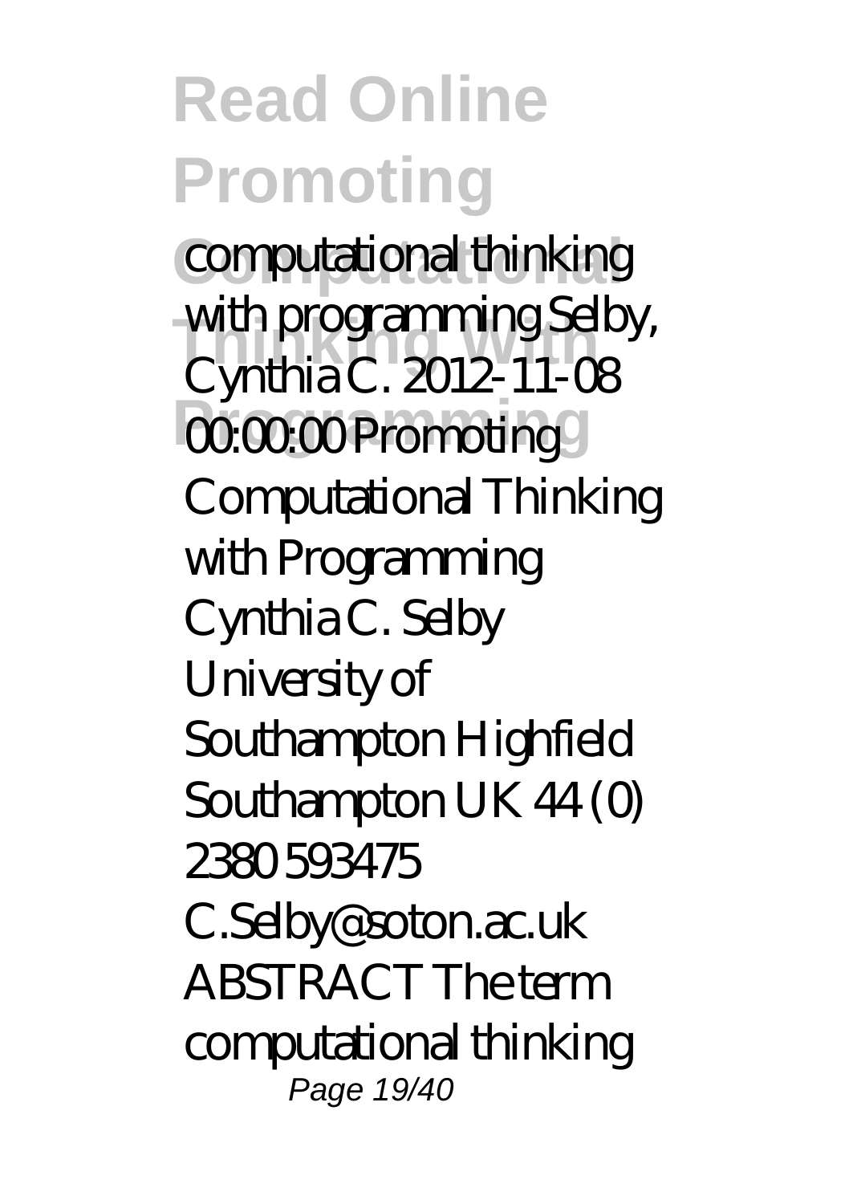computational thinking with programming Selby, Cynthia C. 2012-11-08 00:00:00 Promoting Computational Thinking with Programming Cynthia C. Selby University of Southampton Highfield Southampton UK 44 (0) 2380 593475 C.Selby@soton.ac.uk ABSTRACT The term computational thinking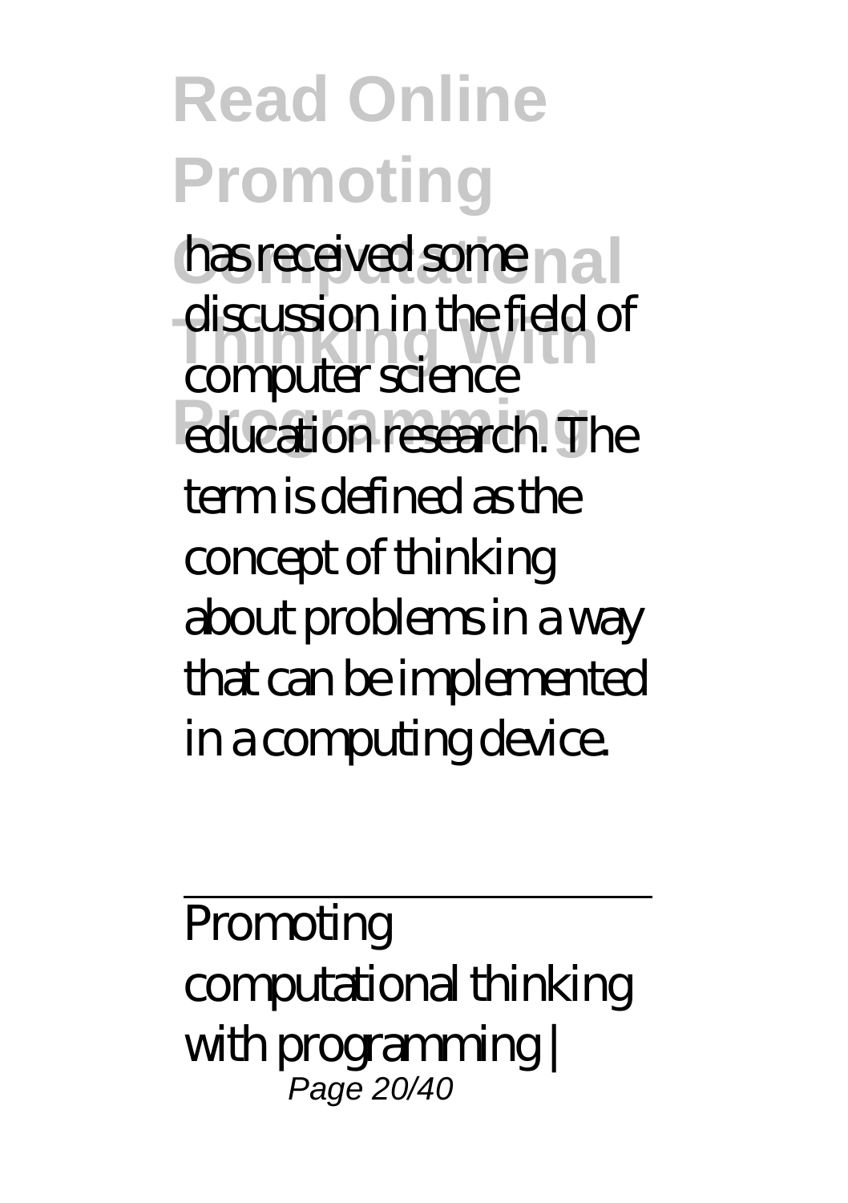has received some discussion in the field of computer science education research. The term is defined as the concept of thinking about problems in a way that can be implemented in a computing device.

Promoting computational thinking with programming |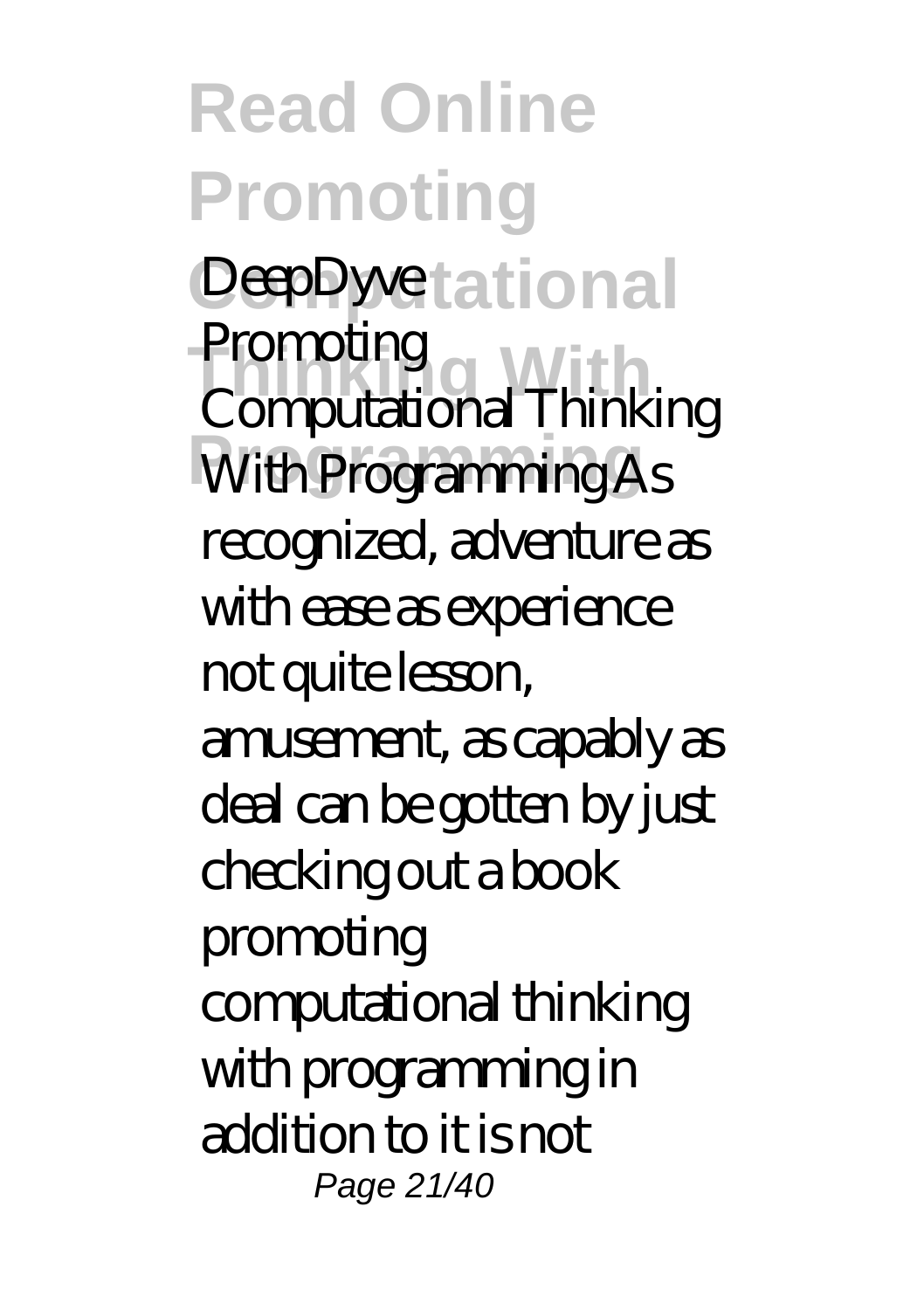DeepDyve

Promoting Computational Thinking With Programming As recognized, adventure as with ease as experience not quite lesson, amusement, as capably as deal can be gotten by just checking out a book promoting computational thinking with programming in addition to it is not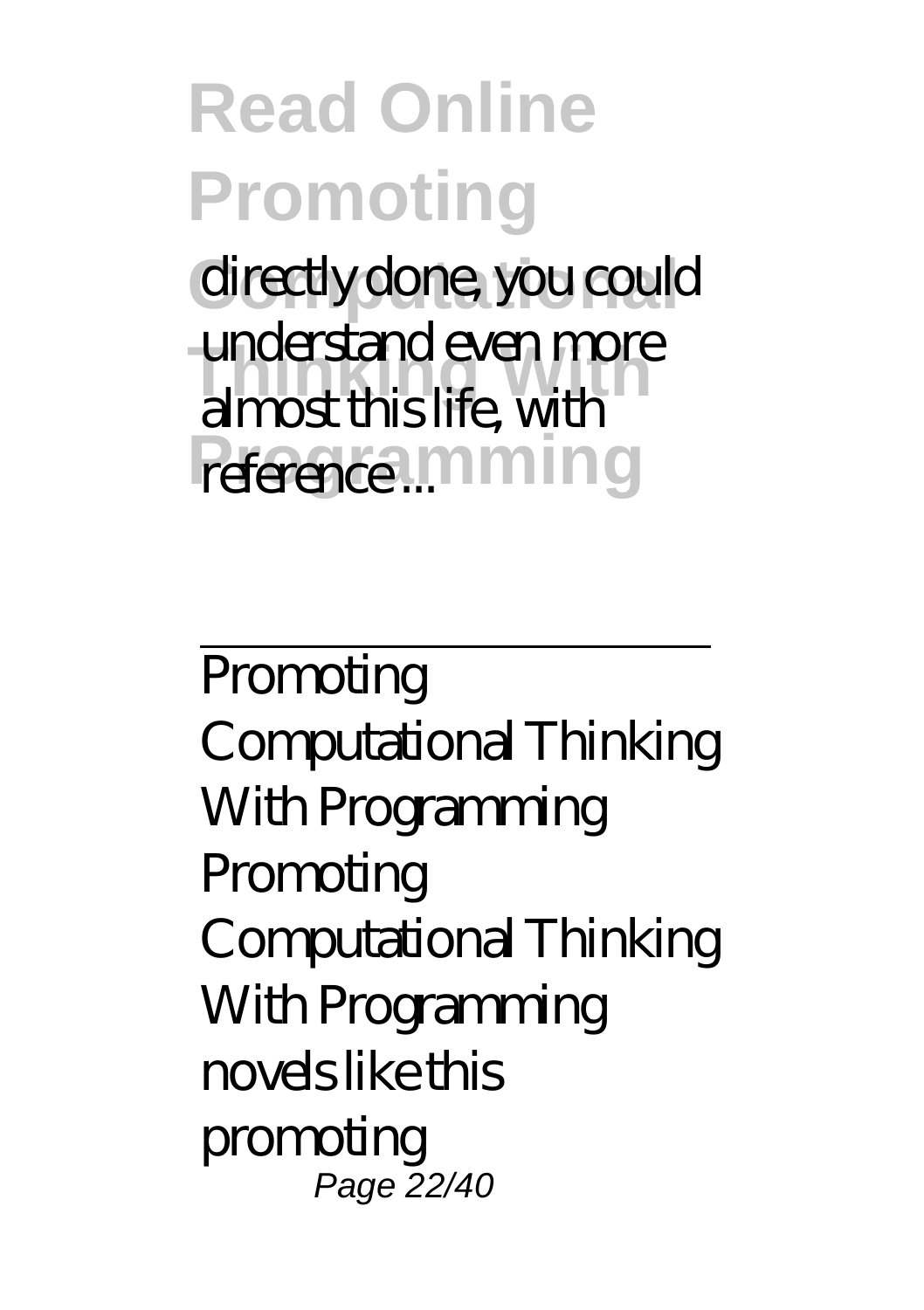directly done, you could understand even more almost this life, with reference ...

---

Promoting Computational Thinking With Programming Promoting Computational Thinking With Programming novels like this promoting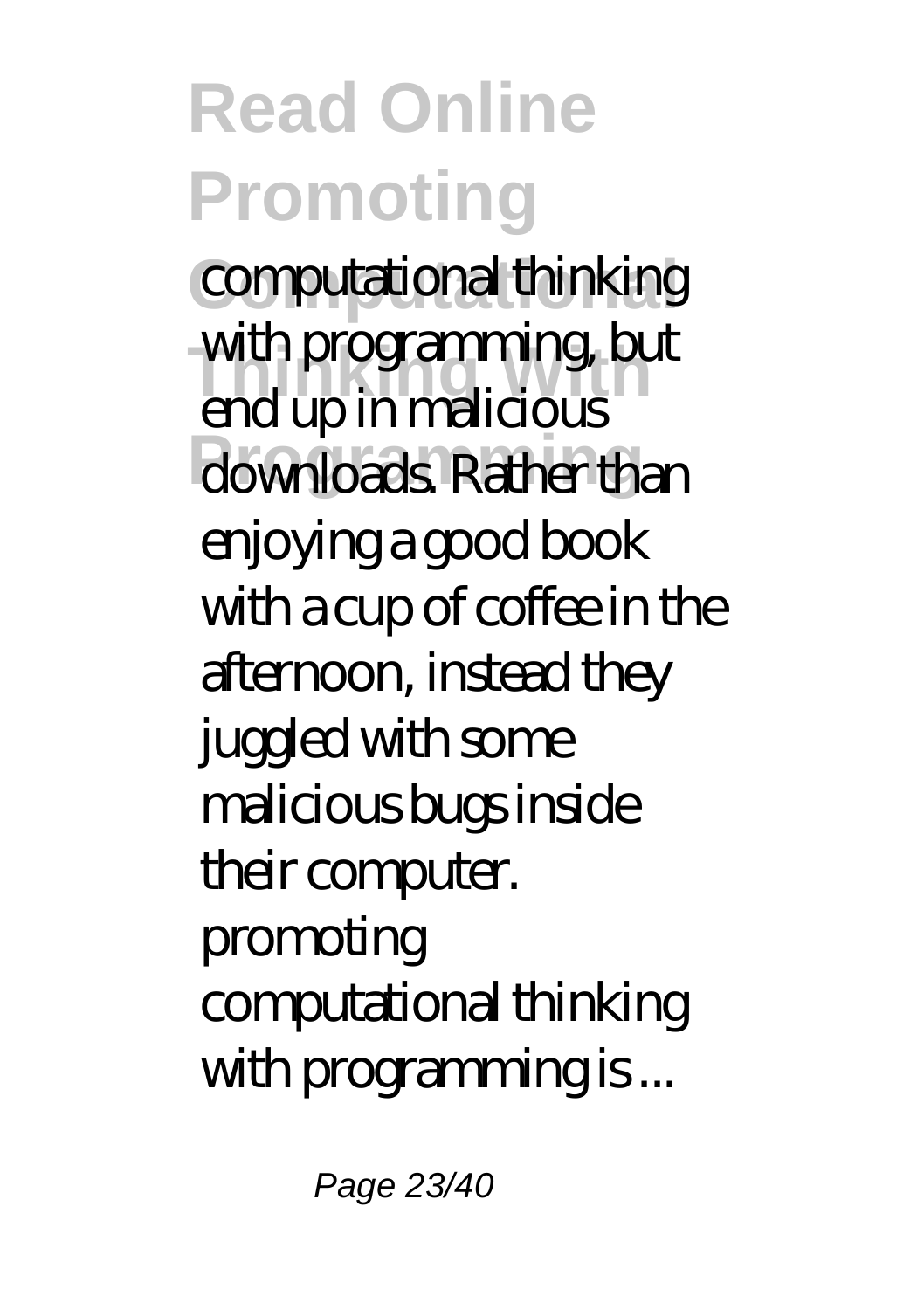computational thinking with programming, but end up in malicious downloads. Rather than enjoying a good book with a cup of coffee in the afternoon, instead they juggled with some malicious bugs inside their computer. promoting computational thinking with programming is ...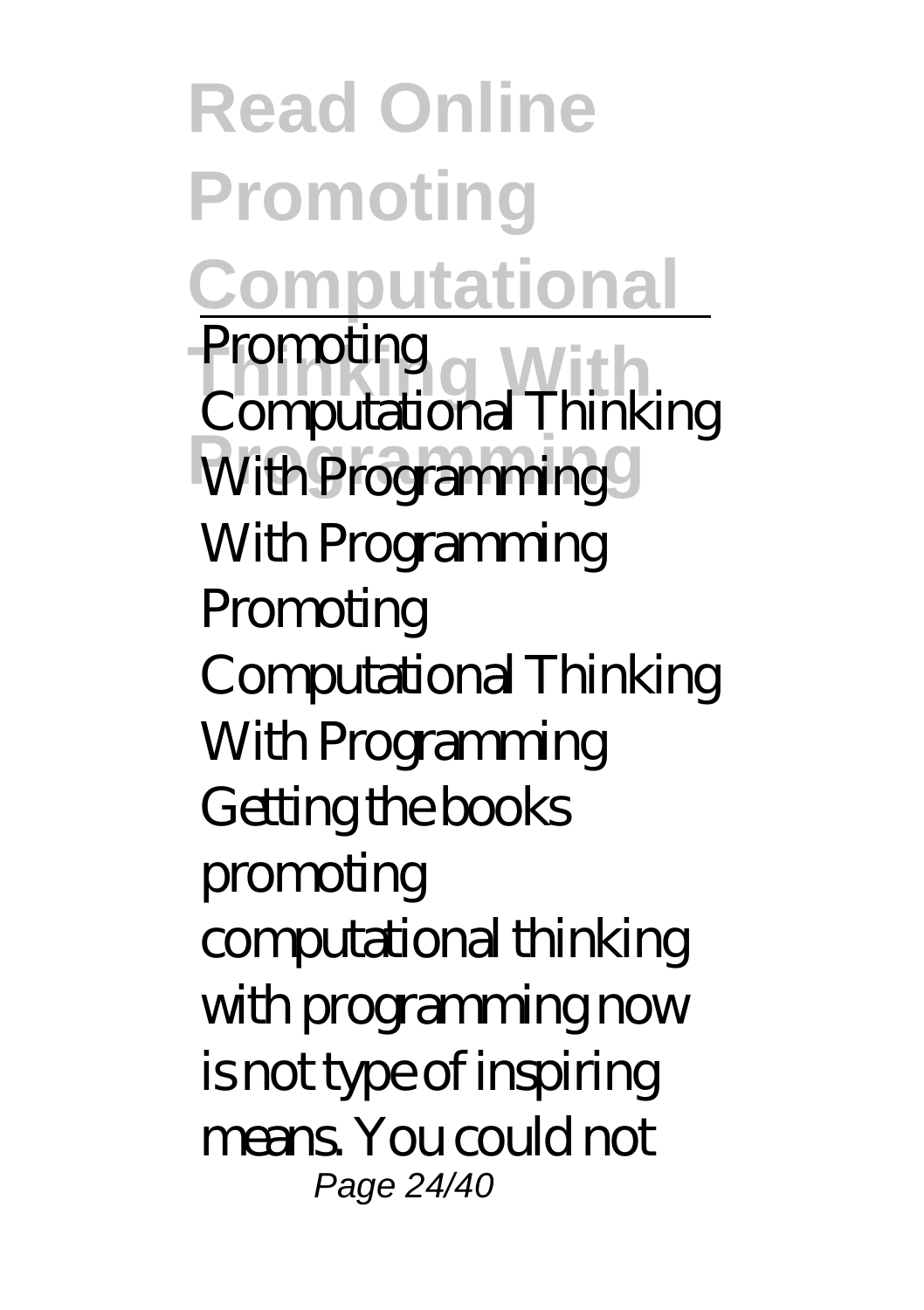Promoting Computational Thinking With Programming

With Programming Promoting Computational Thinking With Programming Getting the books promoting computational thinking with programming now is not type of inspiring means. You could not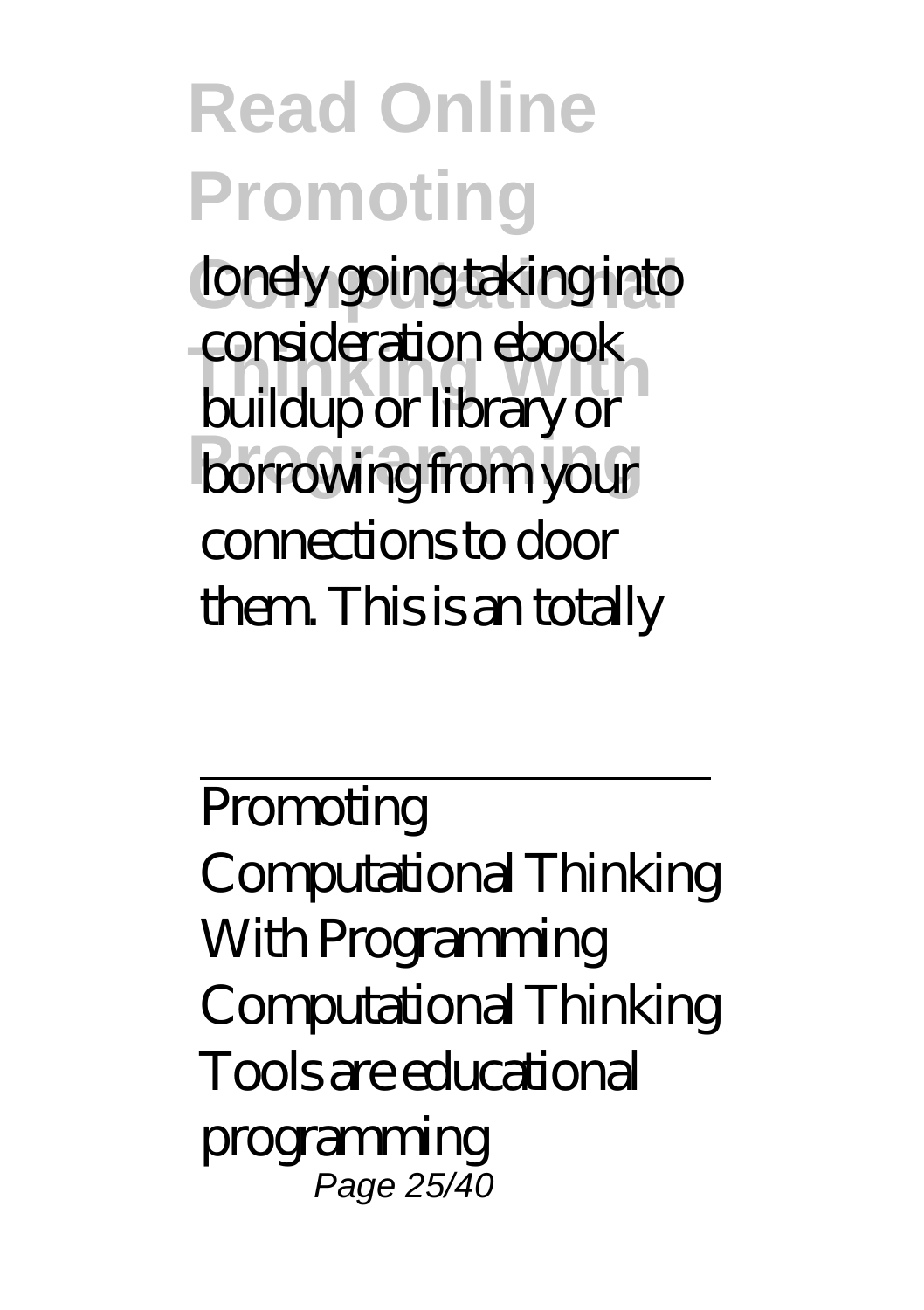lonely going taking into consideration ebook buildup or library or borrowing from your connections to door them. This is an totally

---

Promoting Computational Thinking With Programming Computational Thinking Tools are educational programming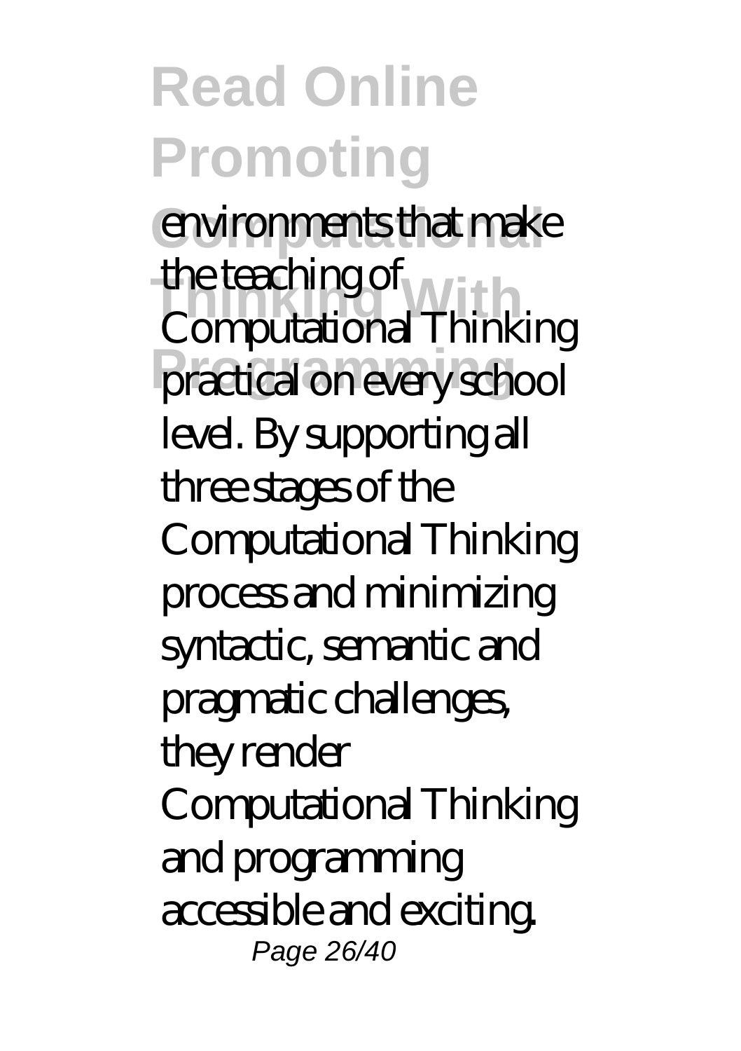environments that make the teaching of Computational Thinking practical on every school level. By supporting all three stages of the Computational Thinking process and minimizing syntactic, semantic and pragmatic challenges, they render Computational Thinking and programming accessible and exciting.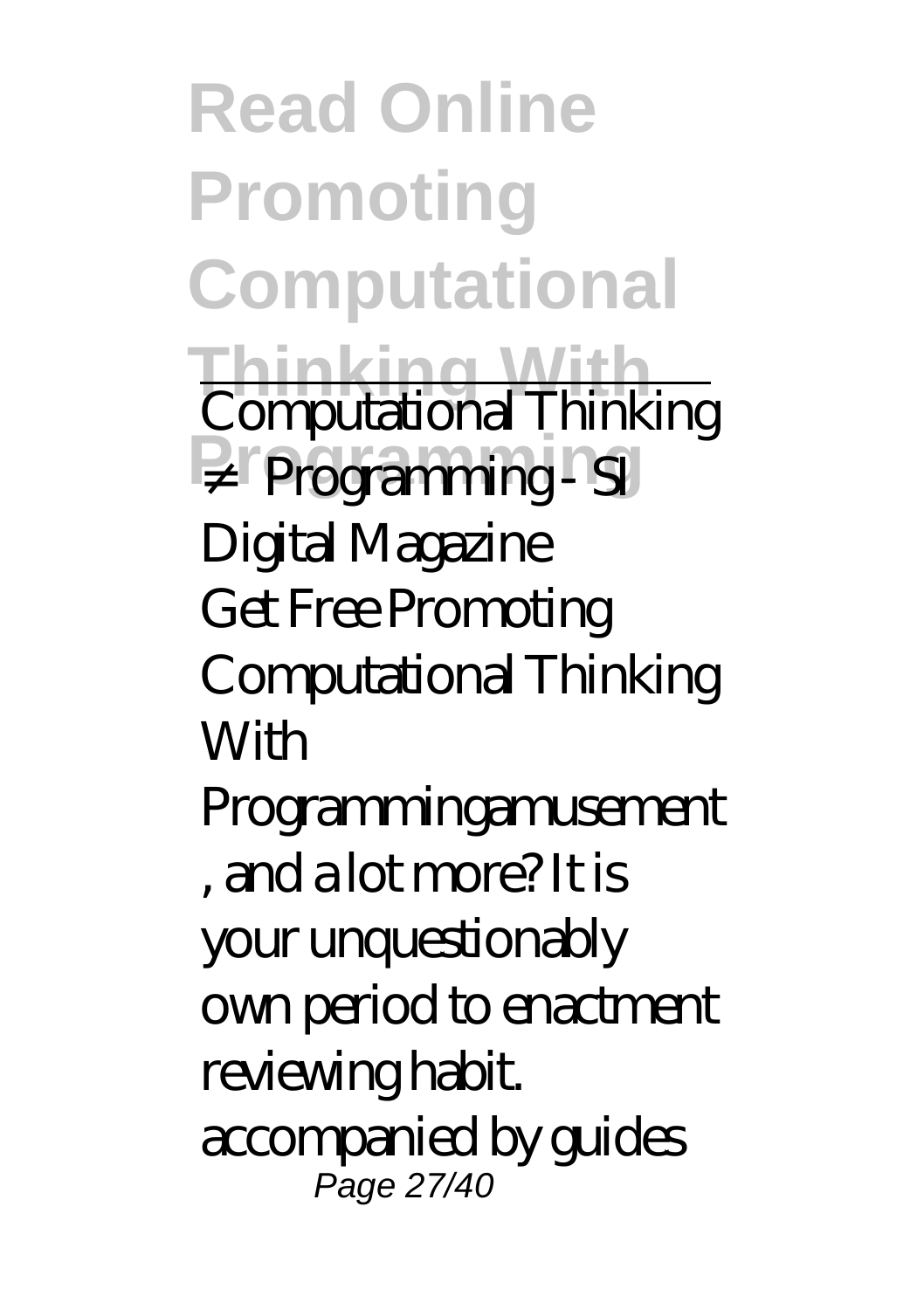Computational Thinking ≠ Programming - SI Digital Magazine

Get Free Promoting Computational Thinking With Programmingamusement, and a lot more? It is your unquestionably own period to enactment reviewing habit. accompanied by guides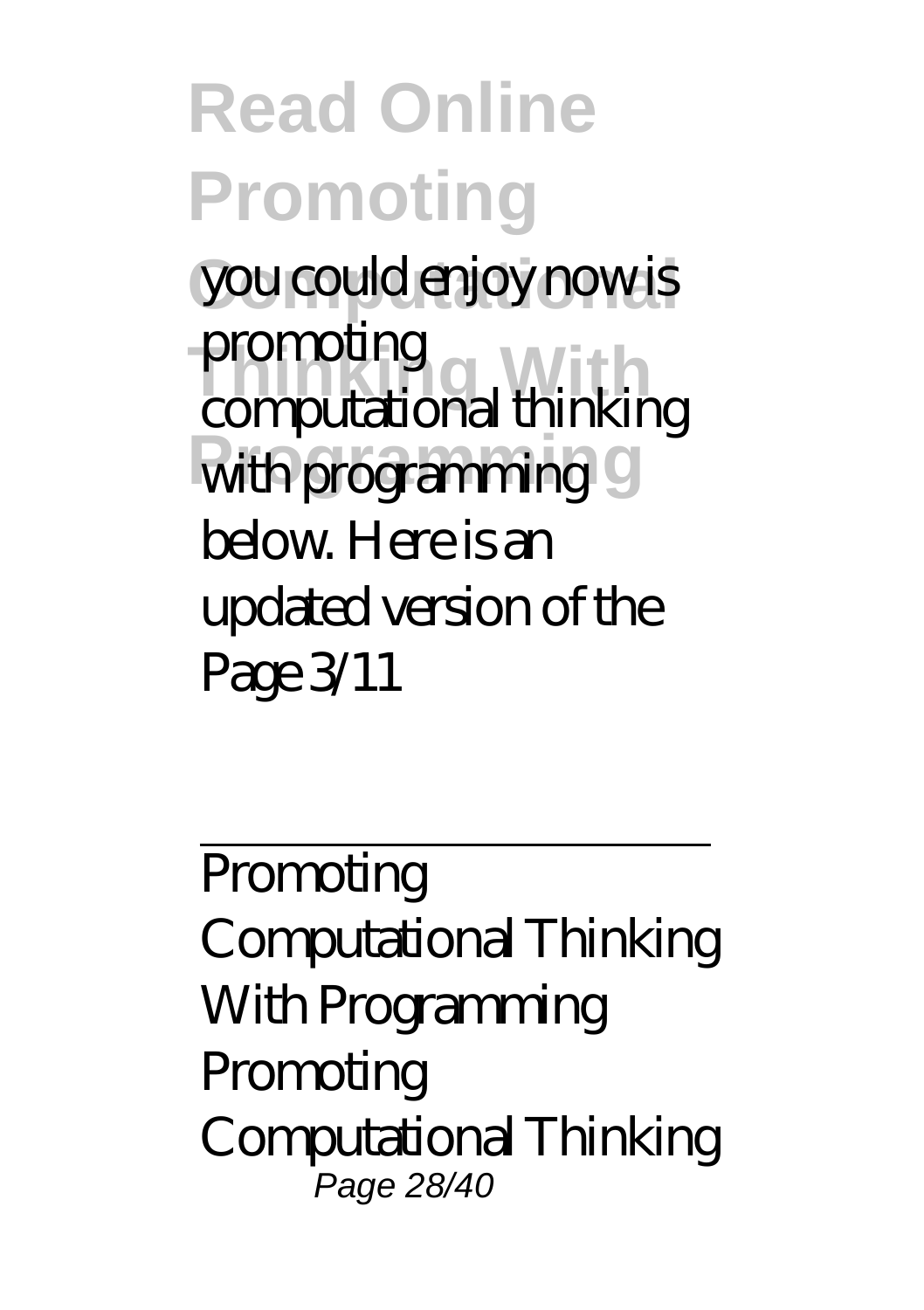you could enjoy now is promoting computational thinking with programming below. Here is an updated version of the Page 3/11

---

Promoting Computational Thinking With Programming Promoting Computational Thinking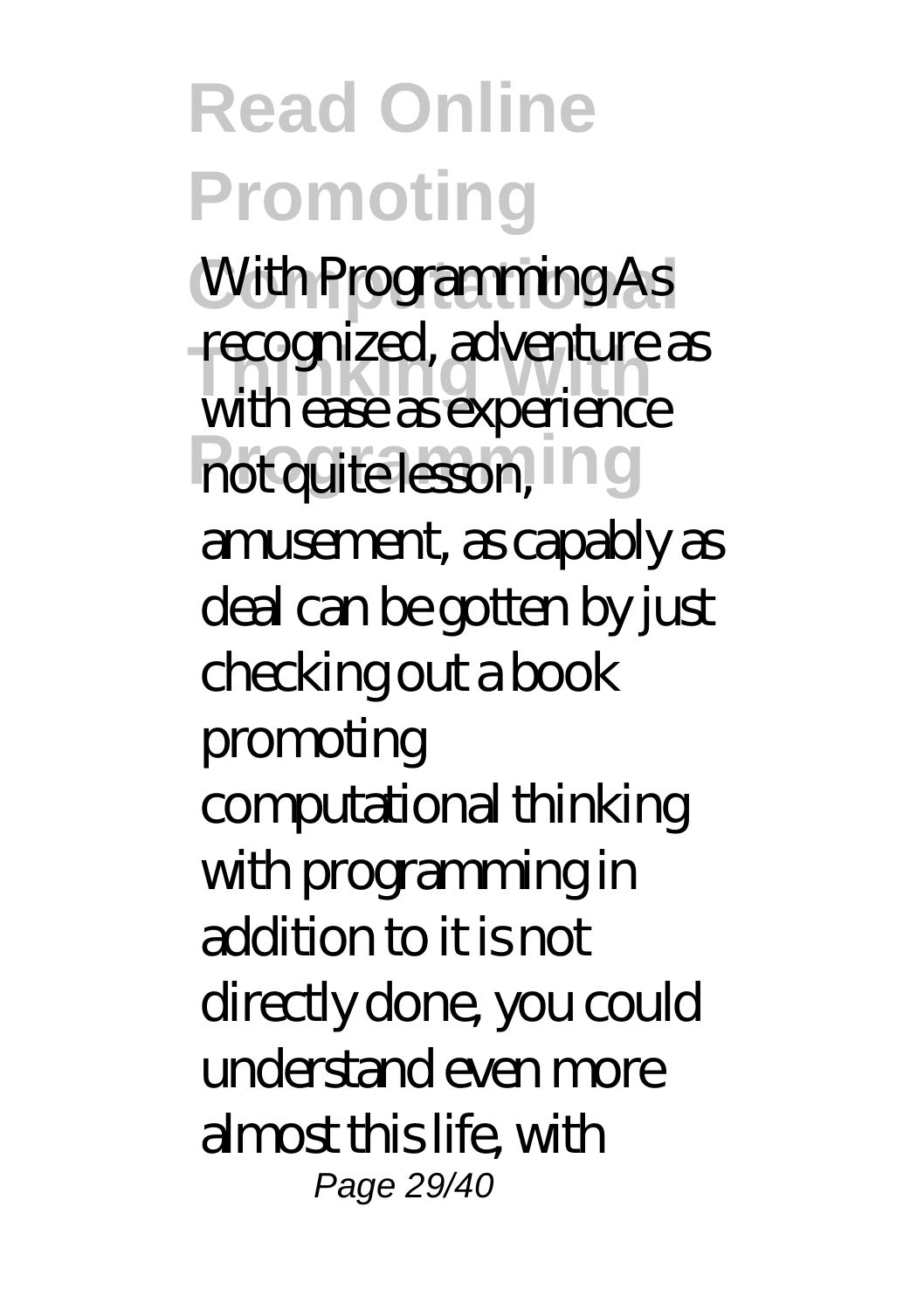With Programming As recognized, adventure as with ease as experience not quite lesson, amusement, as capably as deal can be gotten by just checking out a book promoting computational thinking with programming in addition to it is not directly done, you could understand even more almost this life, with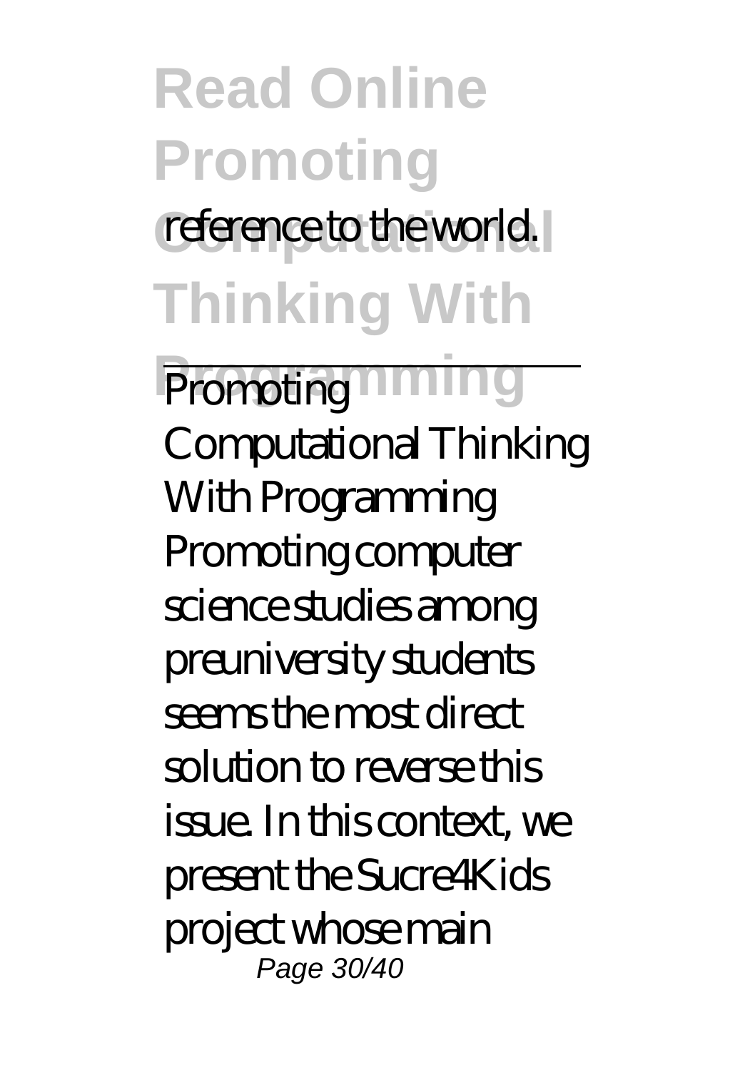reference to the world.

---

Promoting Computational Thinking With Programming

Promoting computer science studies among preuniversity students seems the most direct solution to reverse this issue. In this context, we present the Sucre4Kids project whose main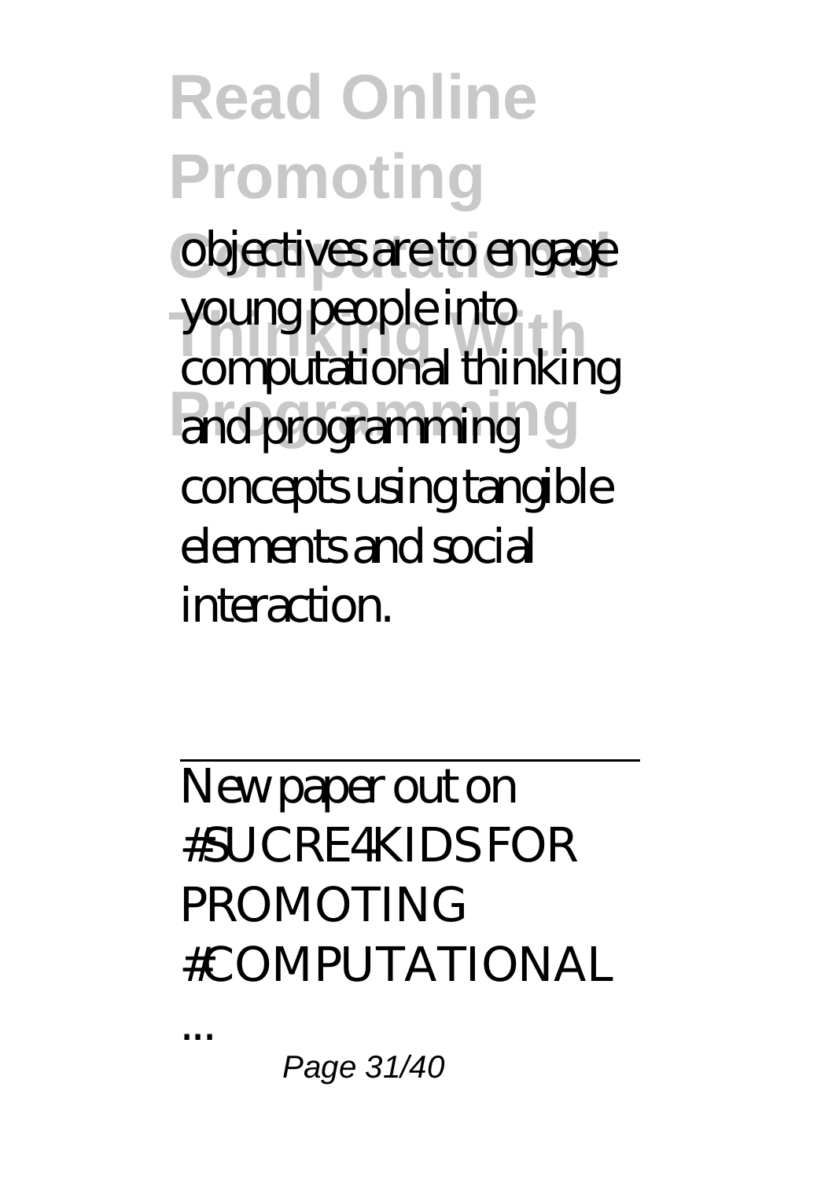objectives are to engage young people into computational thinking and programming concepts using tangible elements and social interaction.

New paper out on #SUCRE4KIDS FOR PROMOTING #COMPUTATIONAL ...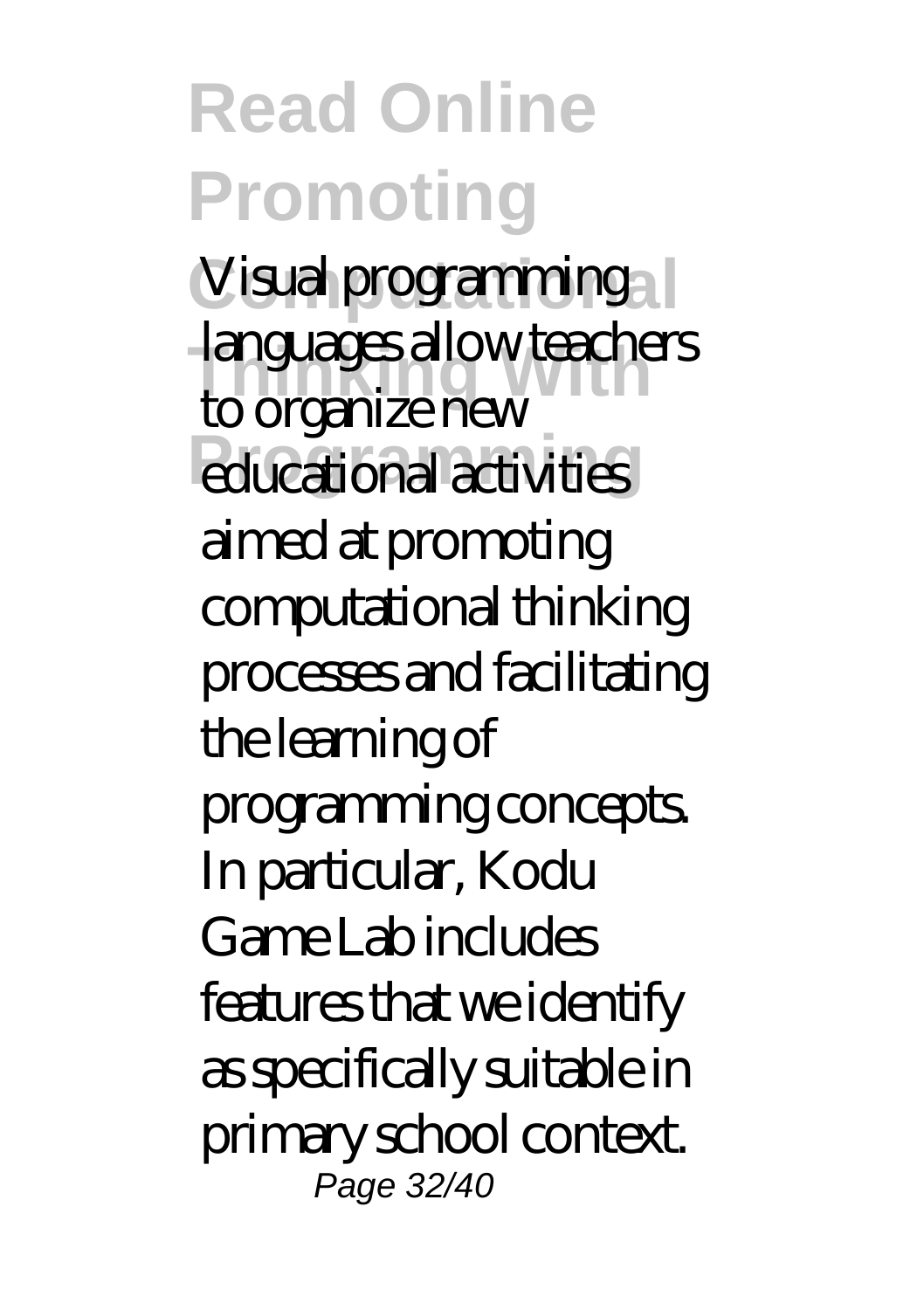Visual programming languages allow teachers to organize new educational activities aimed at promoting computational thinking processes and facilitating the learning of programming concepts. In particular, Kodu Game Lab includes features that we identify as specifically suitable in primary school context.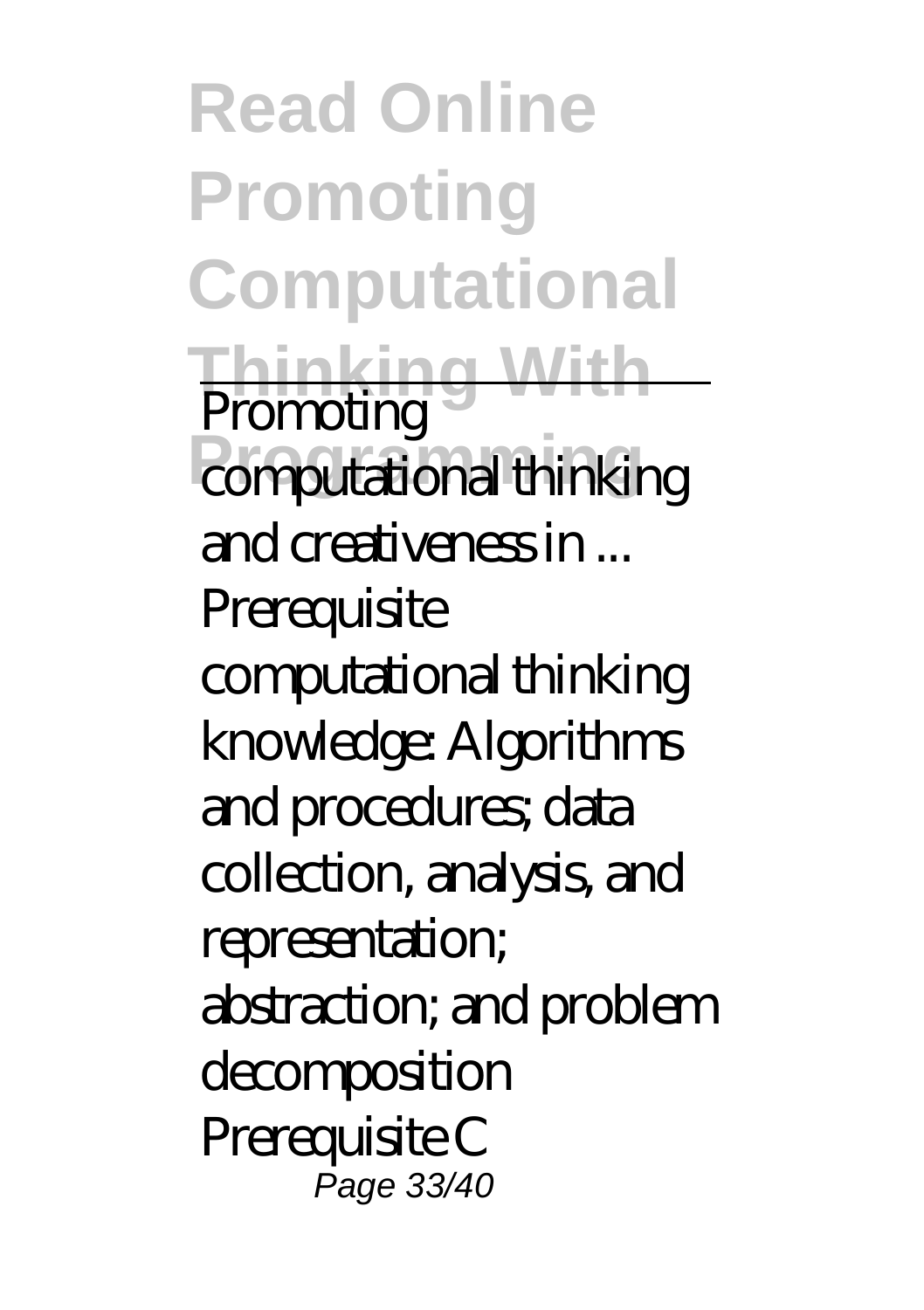Promoting computational thinking and creativeness in ...

Prerequisite computational thinking knowledge: Algorithms and procedures; data collection, analysis, and representation; abstraction; and problem decomposition Prerequisite C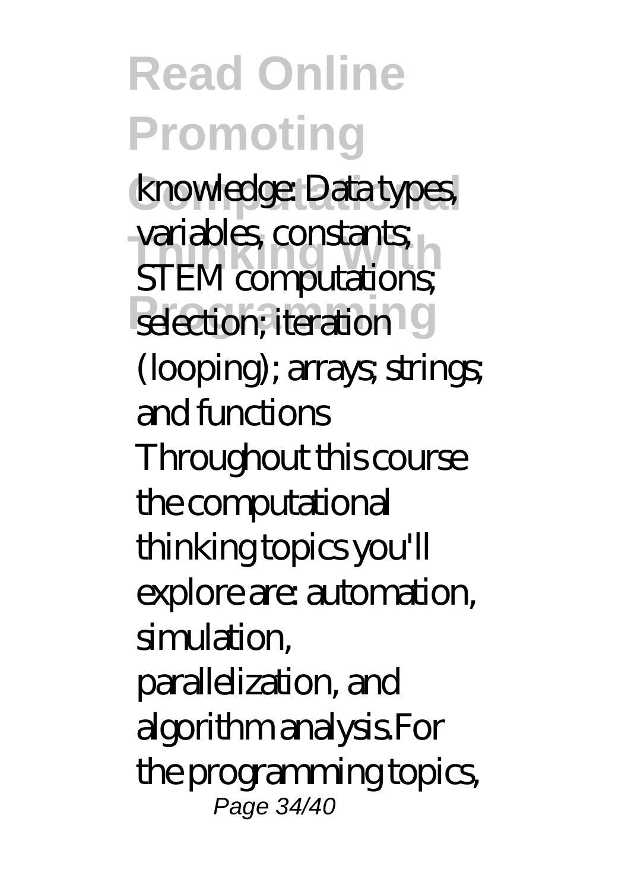knowledge: Data types, variables, constants; STEM computations; selection; iteration (looping); arrays; strings; and functions Throughout this course the computational thinking topics you'll explore are: automation, simulation, parallelization, and algorithm analysis.For the programming topics,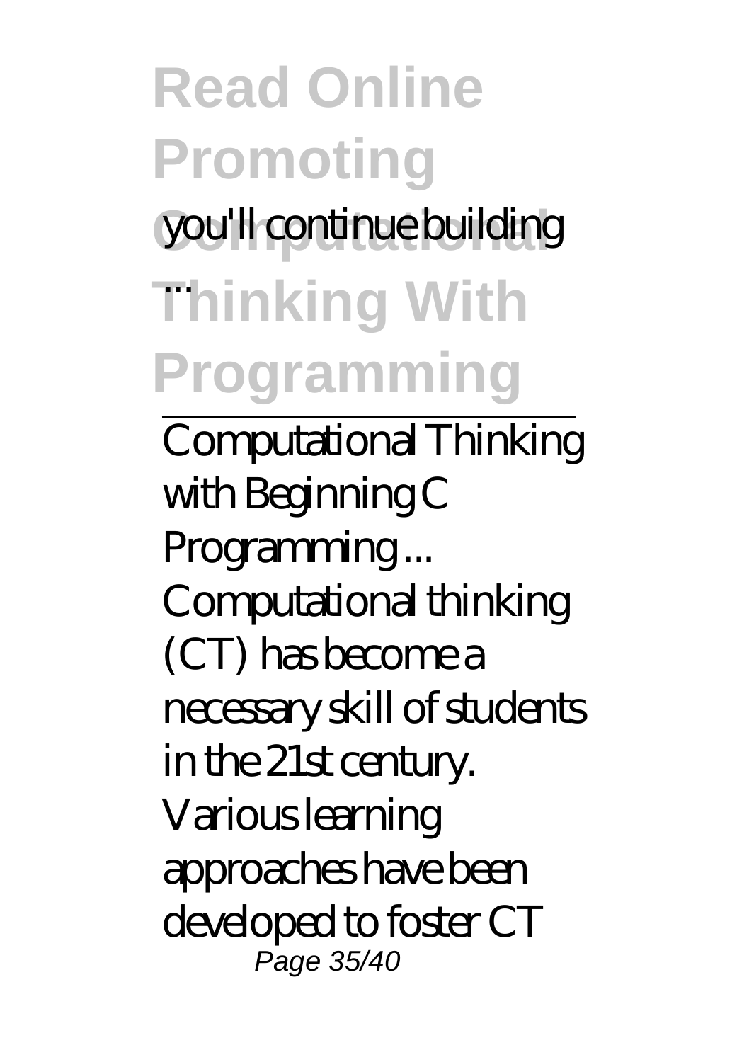you'll continue building ...

Computational Thinking with Beginning C Programming ...

Computational thinking (CT) has become a necessary skill of students in the 21st century. Various learning approaches have been developed to foster CT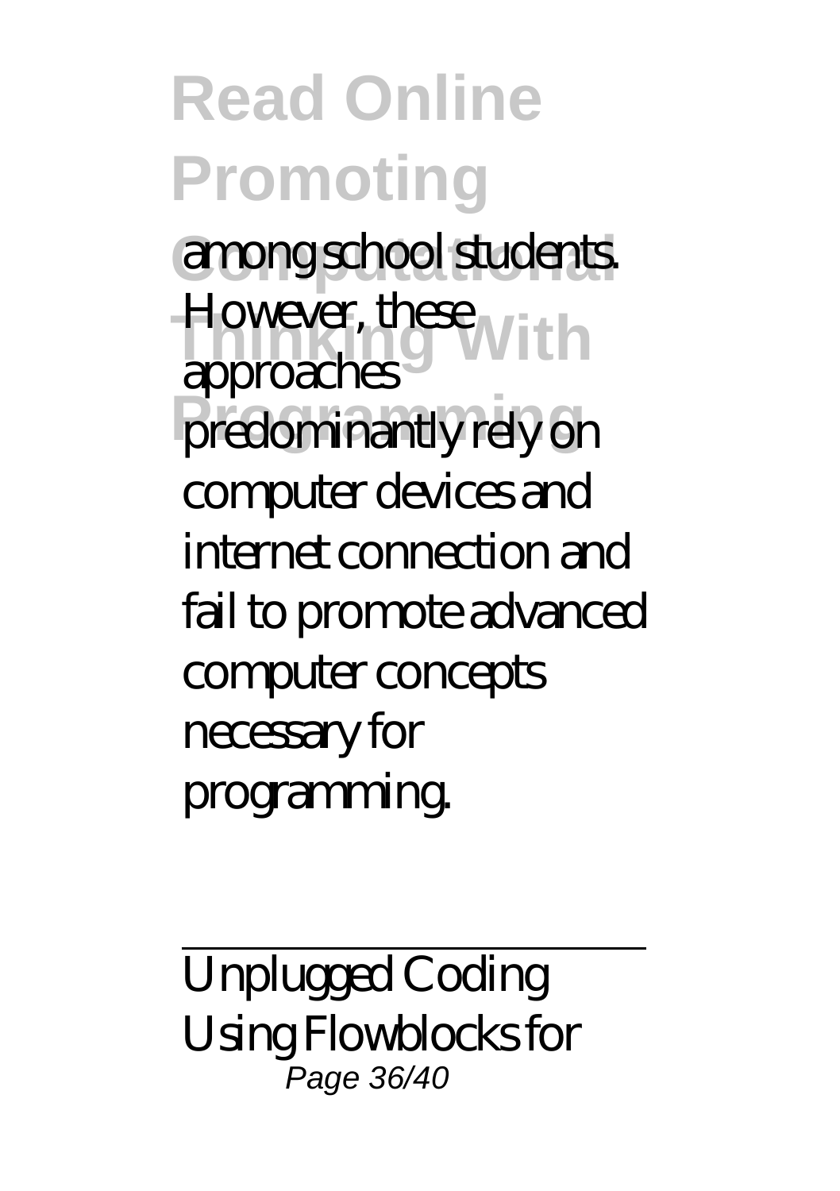among school students. However, these approaches predominantly rely on computer devices and internet connection and fail to promote advanced computer concepts necessary for programming.

Unplugged Coding Using Flowblocks for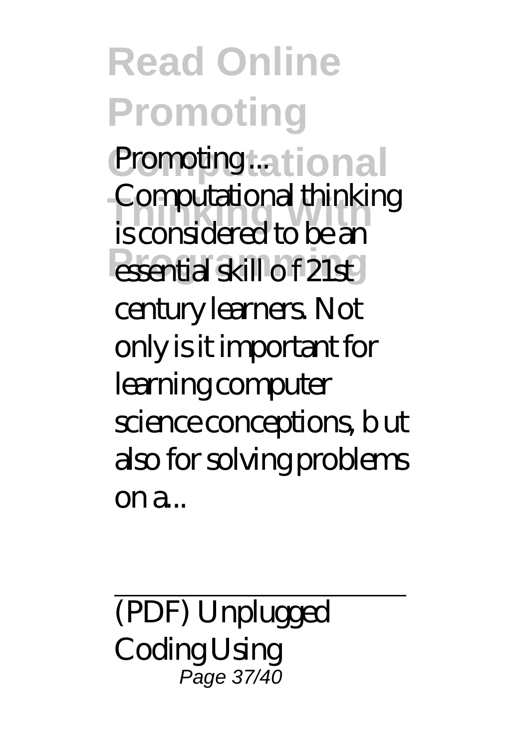Promoting ...

Computational thinking is considered to be an essential skill o f 21st century learners. Not only is it important for learning computer science conceptions, b ut also for solving problems on a...

(PDF) Unplugged Coding Using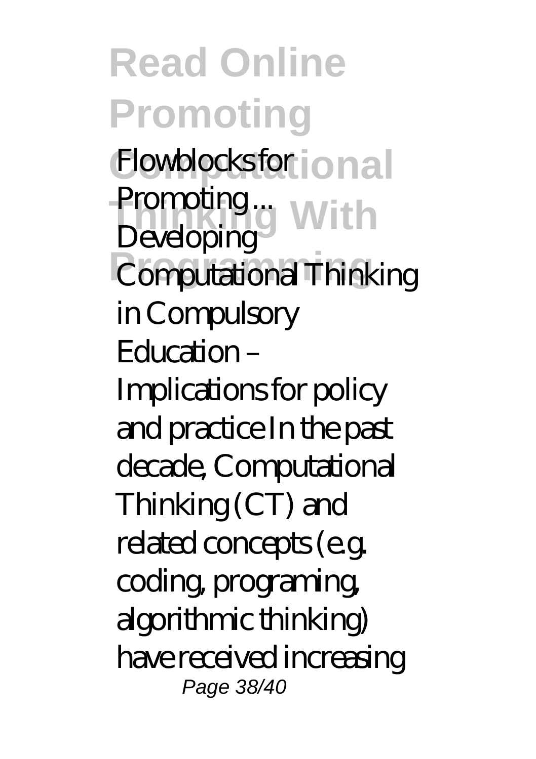*Flowblocks for Promoting ...*

Developing Computational Thinking in Compulsory Education – Implications for policy and practice In the past decade, Computational Thinking (CT) and related concepts (e.g. coding, programing, algorithmic thinking) have received increasing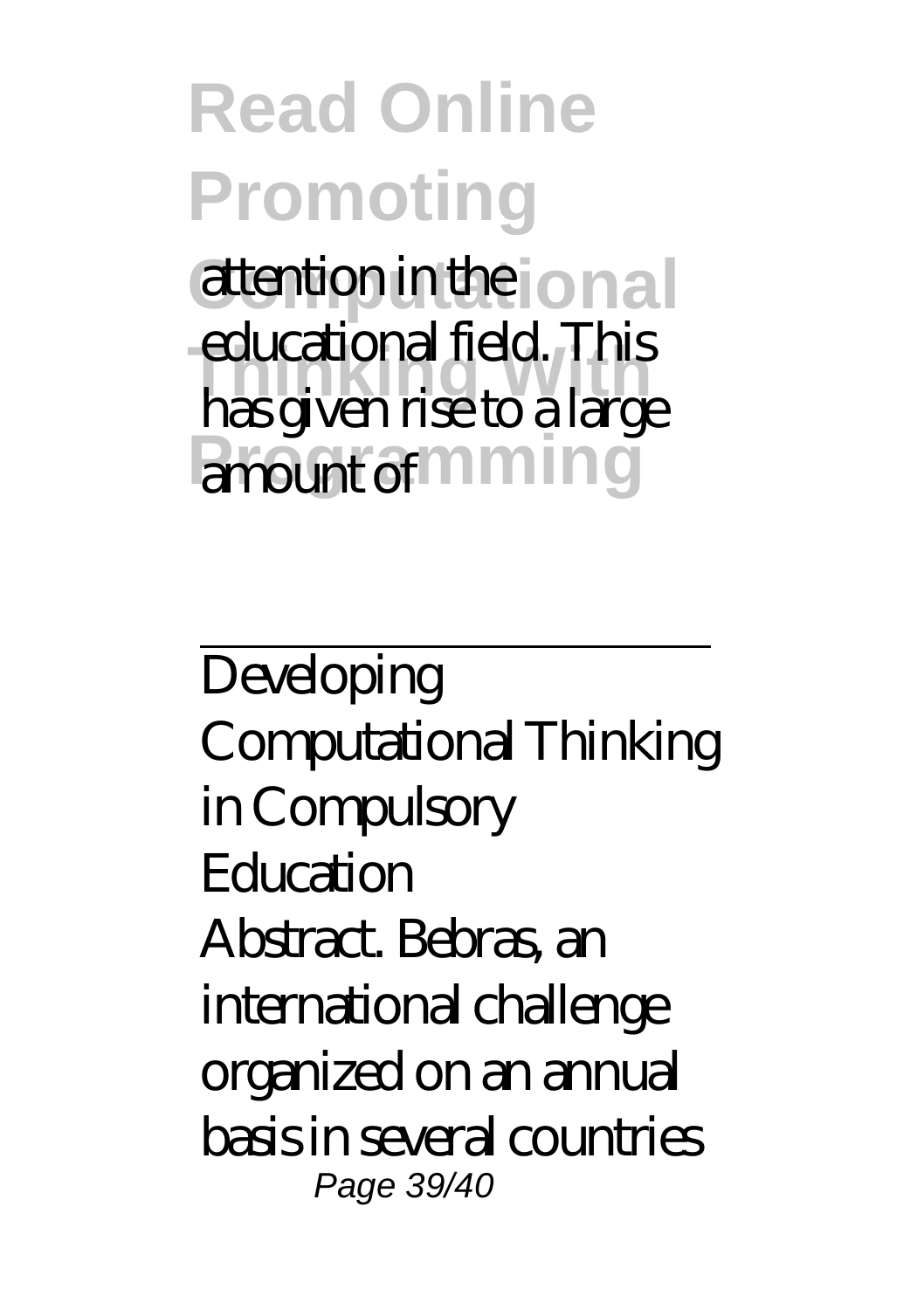attention in the educational field. This has given rise to a large amount of

---

Developing Computational Thinking in Compulsory Education

Abstract. Bebras, an international challenge organized on an annual basis in several countries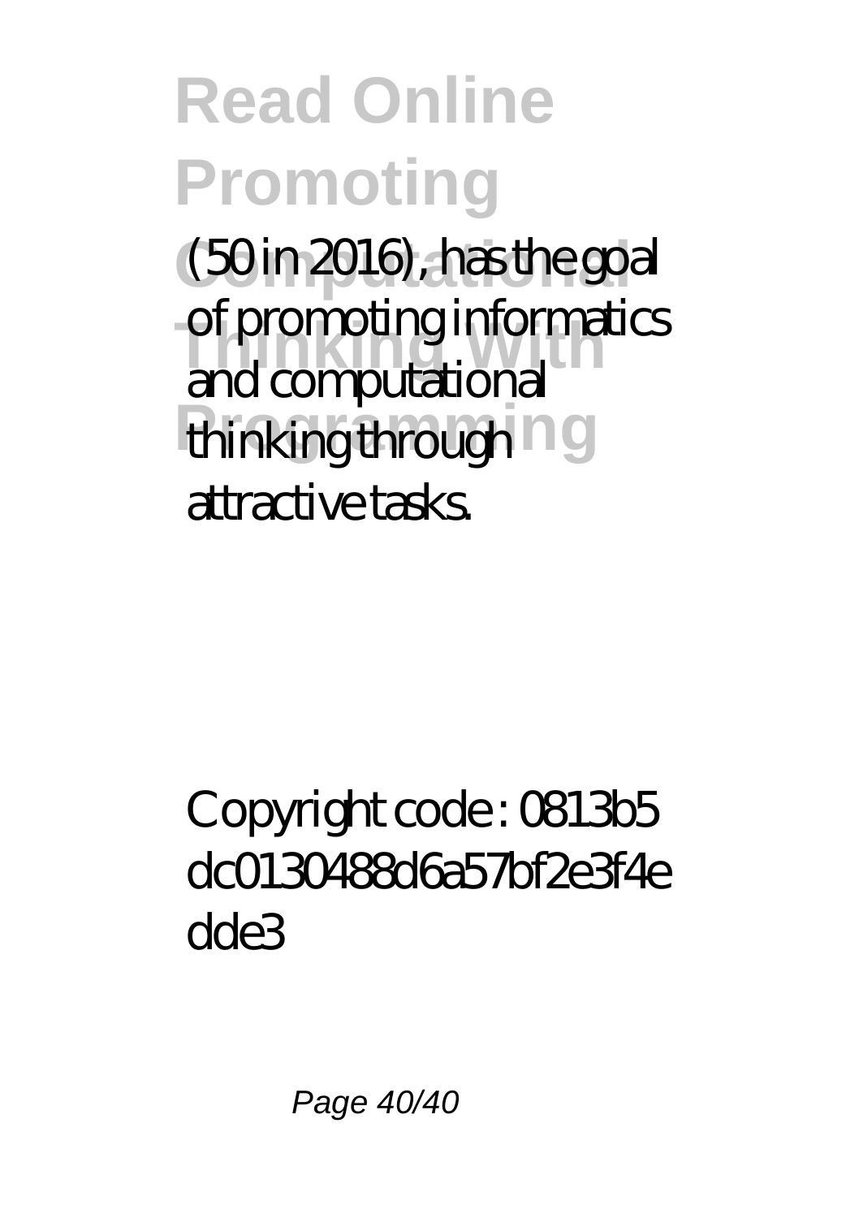(50 in 2016), has the goal of promoting informatics and computational thinking through attractive tasks.

Copyright code : 0813b5dc0130488d6a57bf2e3f4edde3